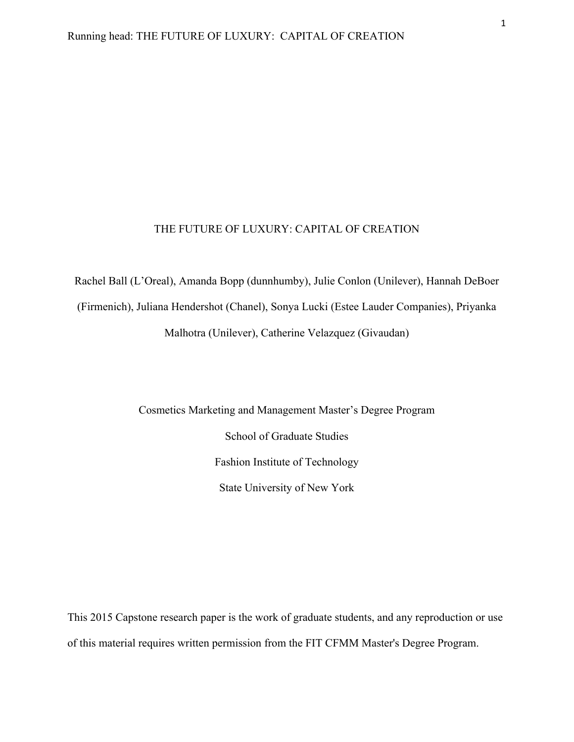# THE FUTURE OF LUXURY: CAPITAL OF CREATION

Rachel Ball (L'Oreal), Amanda Bopp (dunnhumby), Julie Conlon (Unilever), Hannah DeBoer (Firmenich), Juliana Hendershot (Chanel), Sonya Lucki (Estee Lauder Companies), Priyanka Malhotra (Unilever), Catherine Velazquez (Givaudan)

Cosmetics Marketing and Management Master's Degree Program

School of Graduate Studies

Fashion Institute of Technology

State University of New York

This 2015 Capstone research paper is the work of graduate students, and any reproduction or use of this material requires written permission from the FIT CFMM Master's Degree Program.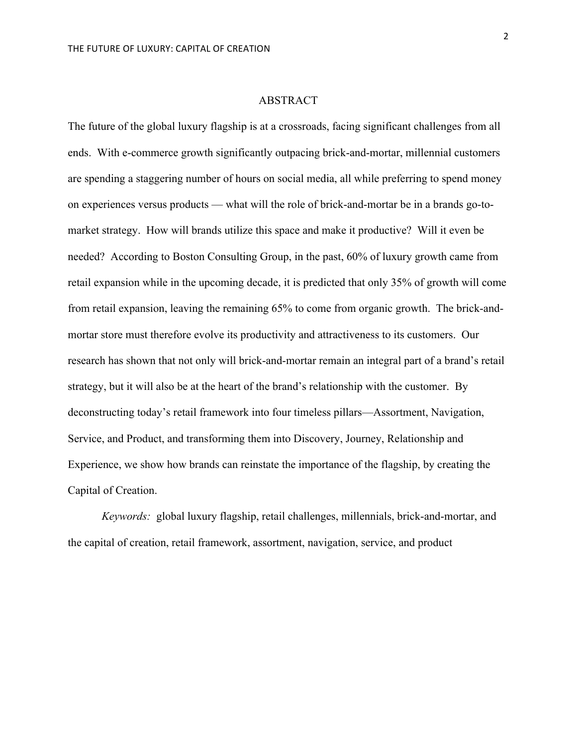# ABSTRACT

The future of the global luxury flagship is at a crossroads, facing significant challenges from all ends. With e-commerce growth significantly outpacing brick-and-mortar, millennial customers are spending a staggering number of hours on social media, all while preferring to spend money on experiences versus products — what will the role of brick-and-mortar be in a brands go-to-market strategy. How will brands utilize this space and make it productive? Will it even be needed? According to Boston Consulting Group, in the past, 60% of luxury growth came from retail expansion while in the upcoming decade, it is predicted that only 35% of growth will come from retail expansion, leaving the remaining 65% to come from organic growth. The brick-and-mortar store must therefore evolve its productivity and attractiveness to its customers. Our research has shown that not only will brick-and-mortar remain an integral part of a brand's retail strategy, but it will also be at the heart of the brand's relationship with the customer. By deconstructing today's retail framework into four timeless pillars—Assortment, Navigation, Service, and Product, and transforming them into Discovery, Journey, Relationship and Experience, we show how brands can reinstate the importance of the flagship, by creating the Capital of Creation.

*Keywords:* global luxury flagship, retail challenges, millennials, brick-and-mortar, and the capital of creation, retail framework, assortment, navigation, service, and product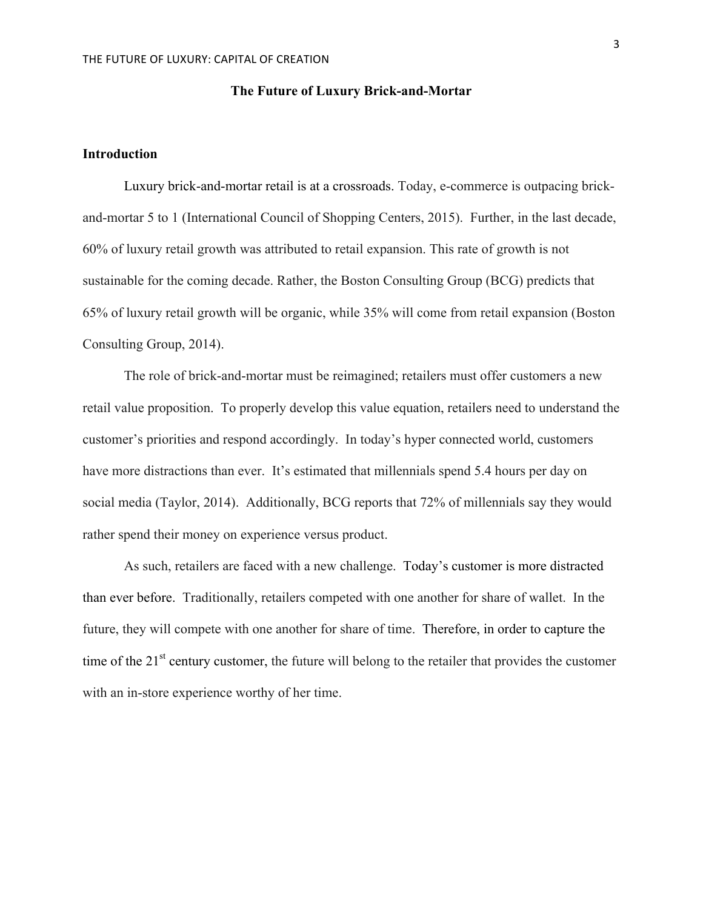## The Future of Luxury Brick-and-Mortar

### Introduction

Luxury brick-and-mortar retail is at a crossroads. Today, e-commerce is outpacing brick-and-mortar 5 to 1 (International Council of Shopping Centers, 2015). Further, in the last decade, 60% of luxury retail growth was attributed to retail expansion. This rate of growth is not sustainable for the coming decade. Rather, the Boston Consulting Group (BCG) predicts that 65% of luxury retail growth will be organic, while 35% will come from retail expansion (Boston Consulting Group, 2014).

The role of brick-and-mortar must be reimagined; retailers must offer customers a new retail value proposition. To properly develop this value equation, retailers need to understand the customer's priorities and respond accordingly. In today's hyper connected world, customers have more distractions than ever. It's estimated that millennials spend 5.4 hours per day on social media (Taylor, 2014). Additionally, BCG reports that 72% of millennials say they would rather spend their money on experience versus product.

As such, retailers are faced with a new challenge. Today's customer is more distracted than ever before. Traditionally, retailers competed with one another for share of wallet. In the future, they will compete with one another for share of time. Therefore, in order to capture the time of the 21st century customer, the future will belong to the retailer that provides the customer with an in-store experience worthy of her time.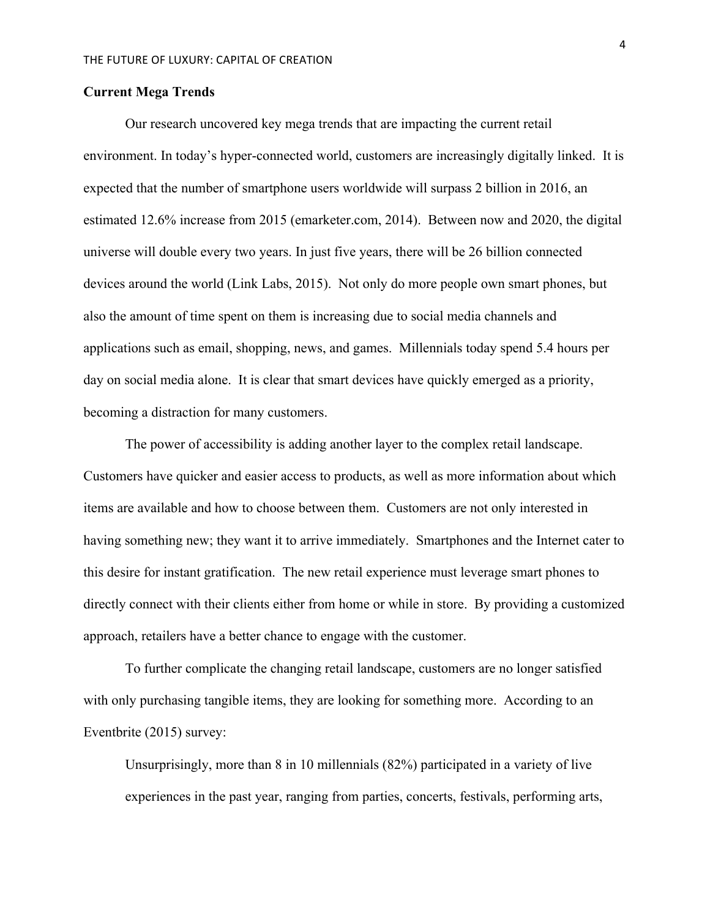## Current Mega Trends

Our research uncovered key mega trends that are impacting the current retail environment. In today's hyper-connected world, customers are increasingly digitally linked. It is expected that the number of smartphone users worldwide will surpass 2 billion in 2016, an estimated 12.6% increase from 2015 (emarketer.com, 2014). Between now and 2020, the digital universe will double every two years. In just five years, there will be 26 billion connected devices around the world (Link Labs, 2015). Not only do more people own smart phones, but also the amount of time spent on them is increasing due to social media channels and applications such as email, shopping, news, and games. Millennials today spend 5.4 hours per day on social media alone. It is clear that smart devices have quickly emerged as a priority, becoming a distraction for many customers.

The power of accessibility is adding another layer to the complex retail landscape. Customers have quicker and easier access to products, as well as more information about which items are available and how to choose between them. Customers are not only interested in having something new; they want it to arrive immediately. Smartphones and the Internet cater to this desire for instant gratification. The new retail experience must leverage smart phones to directly connect with their clients either from home or while in store. By providing a customized approach, retailers have a better chance to engage with the customer.

To further complicate the changing retail landscape, customers are no longer satisfied with only purchasing tangible items, they are looking for something more. According to an Eventbrite (2015) survey:

> Unsurprisingly, more than 8 in 10 millennials (82%) participated in a variety of live experiences in the past year, ranging from parties, concerts, festivals, performing arts,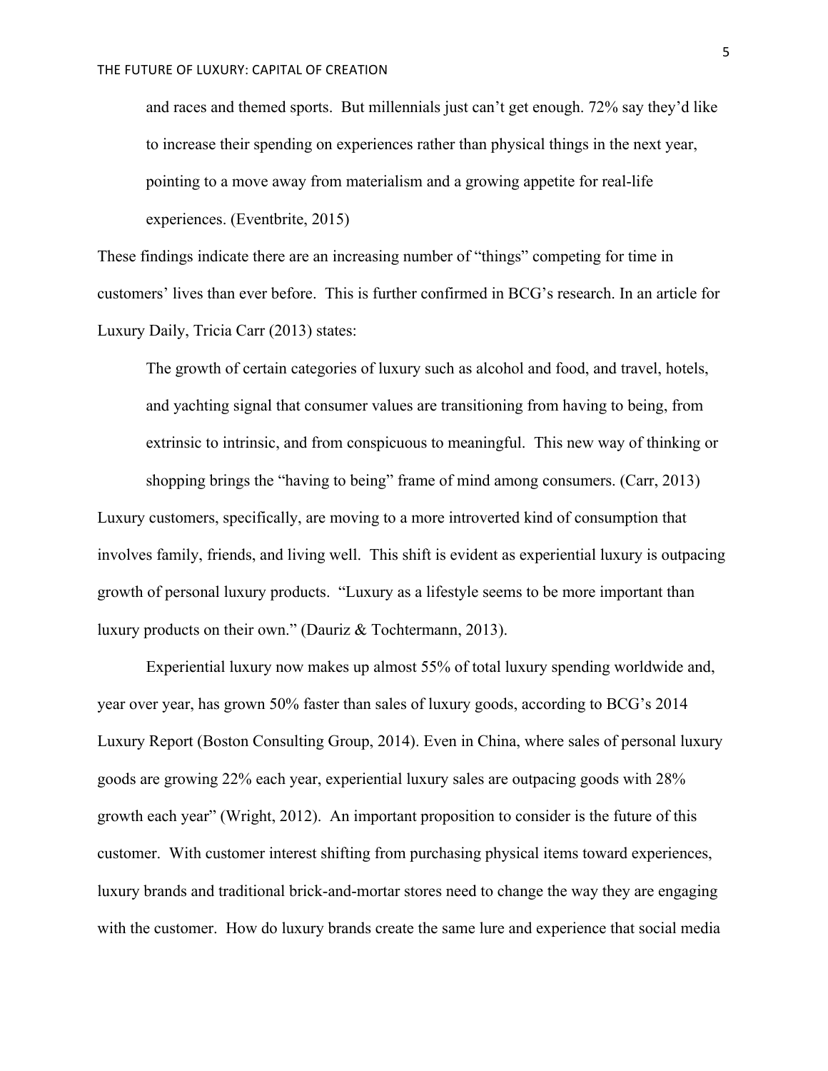> and races and themed sports. But millennials just can't get enough. 72% say they'd like to increase their spending on experiences rather than physical things in the next year, pointing to a move away from materialism and a growing appetite for real-life experiences. (Eventbrite, 2015)

These findings indicate there are an increasing number of "things" competing for time in customers' lives than ever before. This is further confirmed in BCG's research. In an article for Luxury Daily, Tricia Carr (2013) states:

> The growth of certain categories of luxury such as alcohol and food, and travel, hotels, and yachting signal that consumer values are transitioning from having to being, from extrinsic to intrinsic, and from conspicuous to meaningful. This new way of thinking or shopping brings the "having to being" frame of mind among consumers. (Carr, 2013)

Luxury customers, specifically, are moving to a more introverted kind of consumption that involves family, friends, and living well. This shift is evident as experiential luxury is outpacing growth of personal luxury products. "Luxury as a lifestyle seems to be more important than luxury products on their own." (Dauriz & Tochtermann, 2013).

Experiential luxury now makes up almost 55% of total luxury spending worldwide and, year over year, has grown 50% faster than sales of luxury goods, according to BCG's 2014 Luxury Report (Boston Consulting Group, 2014). Even in China, where sales of personal luxury goods are growing 22% each year, experiential luxury sales are outpacing goods with 28% growth each year" (Wright, 2012). An important proposition to consider is the future of this customer. With customer interest shifting from purchasing physical items toward experiences, luxury brands and traditional brick-and-mortar stores need to change the way they are engaging with the customer. How do luxury brands create the same lure and experience that social media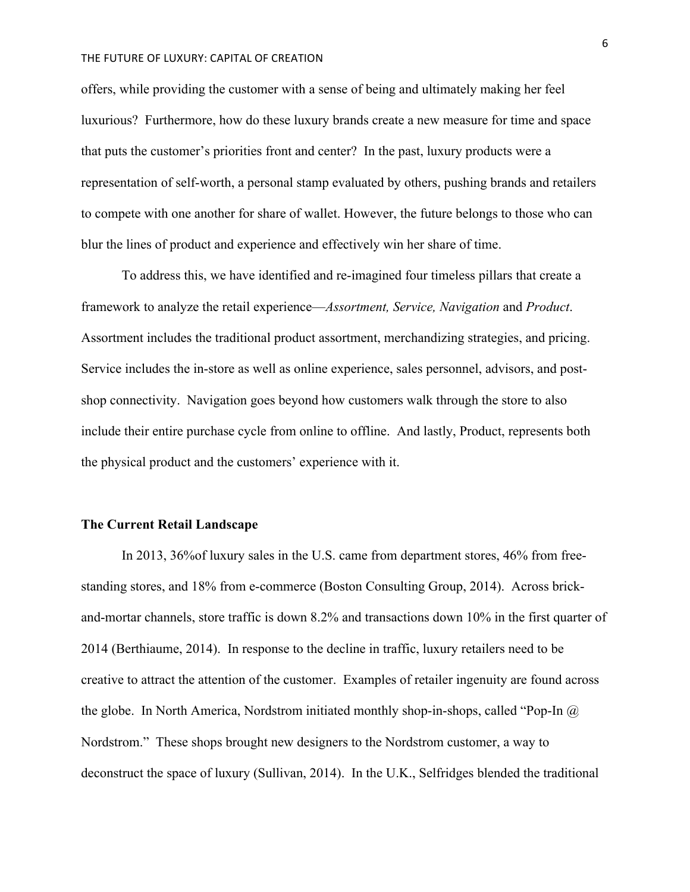offers, while providing the customer with a sense of being and ultimately making her feel luxurious? Furthermore, how do these luxury brands create a new measure for time and space that puts the customer's priorities front and center? In the past, luxury products were a representation of self-worth, a personal stamp evaluated by others, pushing brands and retailers to compete with one another for share of wallet. However, the future belongs to those who can blur the lines of product and experience and effectively win her share of time.

To address this, we have identified and re-imagined four timeless pillars that create a framework to analyze the retail experience—*Assortment, Service, Navigation* and *Product*. Assortment includes the traditional product assortment, merchandizing strategies, and pricing. Service includes the in-store as well as online experience, sales personnel, advisors, and post-shop connectivity. Navigation goes beyond how customers walk through the store to also include their entire purchase cycle from online to offline. And lastly, Product, represents both the physical product and the customers' experience with it.

**The Current Retail Landscape**

In 2013, 36%of luxury sales in the U.S. came from department stores, 46% from free-standing stores, and 18% from e-commerce (Boston Consulting Group, 2014). Across brick-and-mortar channels, store traffic is down 8.2% and transactions down 10% in the first quarter of 2014 (Berthiaume, 2014). In response to the decline in traffic, luxury retailers need to be creative to attract the attention of the customer. Examples of retailer ingenuity are found across the globe. In North America, Nordstrom initiated monthly shop-in-shops, called "Pop-In @ Nordstrom." These shops brought new designers to the Nordstrom customer, a way to deconstruct the space of luxury (Sullivan, 2014). In the U.K., Selfridges blended the traditional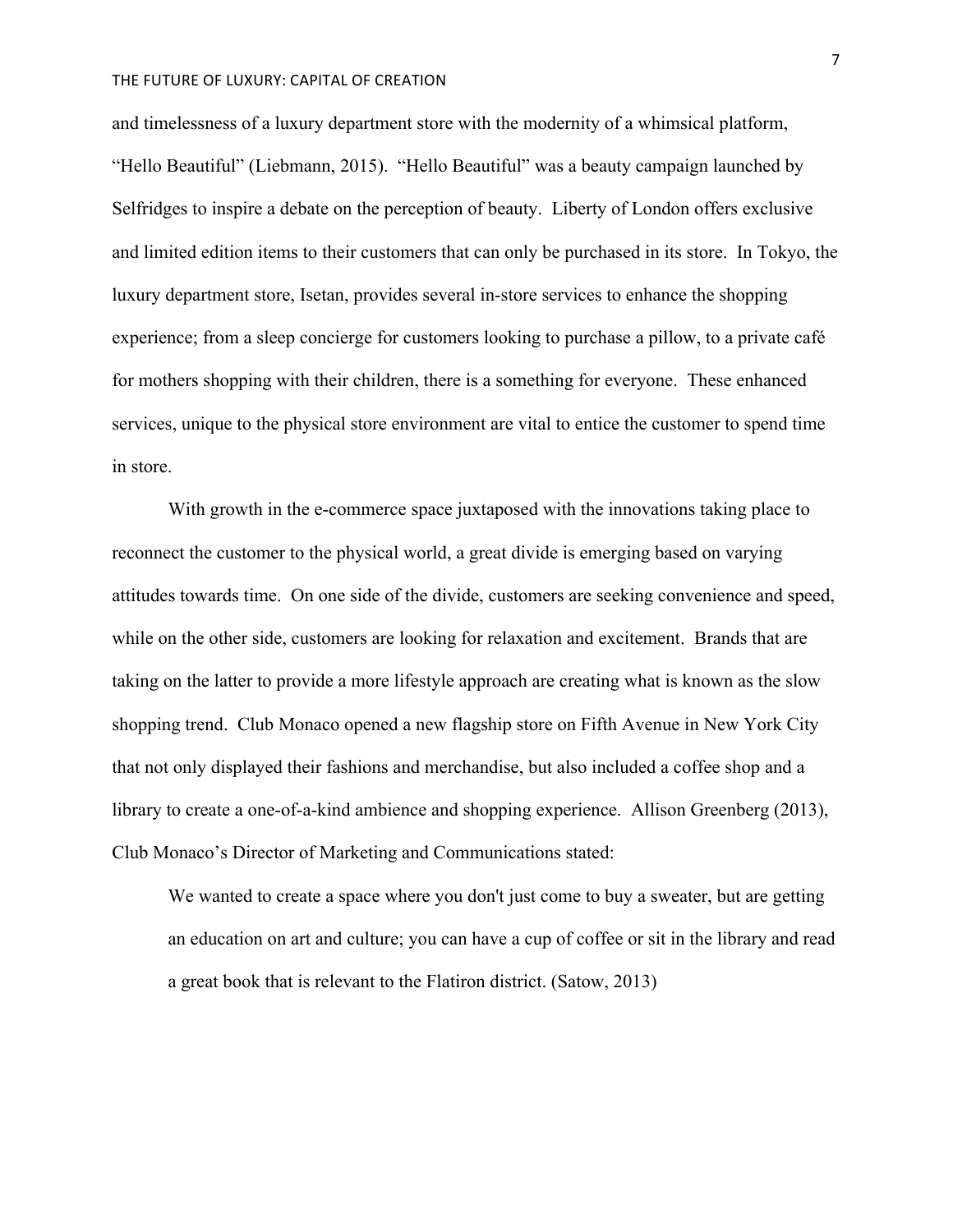and timelessness of a luxury department store with the modernity of a whimsical platform, “Hello Beautiful” (Liebmann, 2015). “Hello Beautiful” was a beauty campaign launched by Selfridges to inspire a debate on the perception of beauty. Liberty of London offers exclusive and limited edition items to their customers that can only be purchased in its store. In Tokyo, the luxury department store, Isetan, provides several in-store services to enhance the shopping experience; from a sleep concierge for customers looking to purchase a pillow, to a private café for mothers shopping with their children, there is a something for everyone. These enhanced services, unique to the physical store environment are vital to entice the customer to spend time in store.

With growth in the e-commerce space juxtaposed with the innovations taking place to reconnect the customer to the physical world, a great divide is emerging based on varying attitudes towards time. On one side of the divide, customers are seeking convenience and speed, while on the other side, customers are looking for relaxation and excitement. Brands that are taking on the latter to provide a more lifestyle approach are creating what is known as the slow shopping trend. Club Monaco opened a new flagship store on Fifth Avenue in New York City that not only displayed their fashions and merchandise, but also included a coffee shop and a library to create a one-of-a-kind ambience and shopping experience. Allison Greenberg (2013), Club Monaco’s Director of Marketing and Communications stated:

> We wanted to create a space where you don't just come to buy a sweater, but are getting an education on art and culture; you can have a cup of coffee or sit in the library and read a great book that is relevant to the Flatiron district. (Satow, 2013)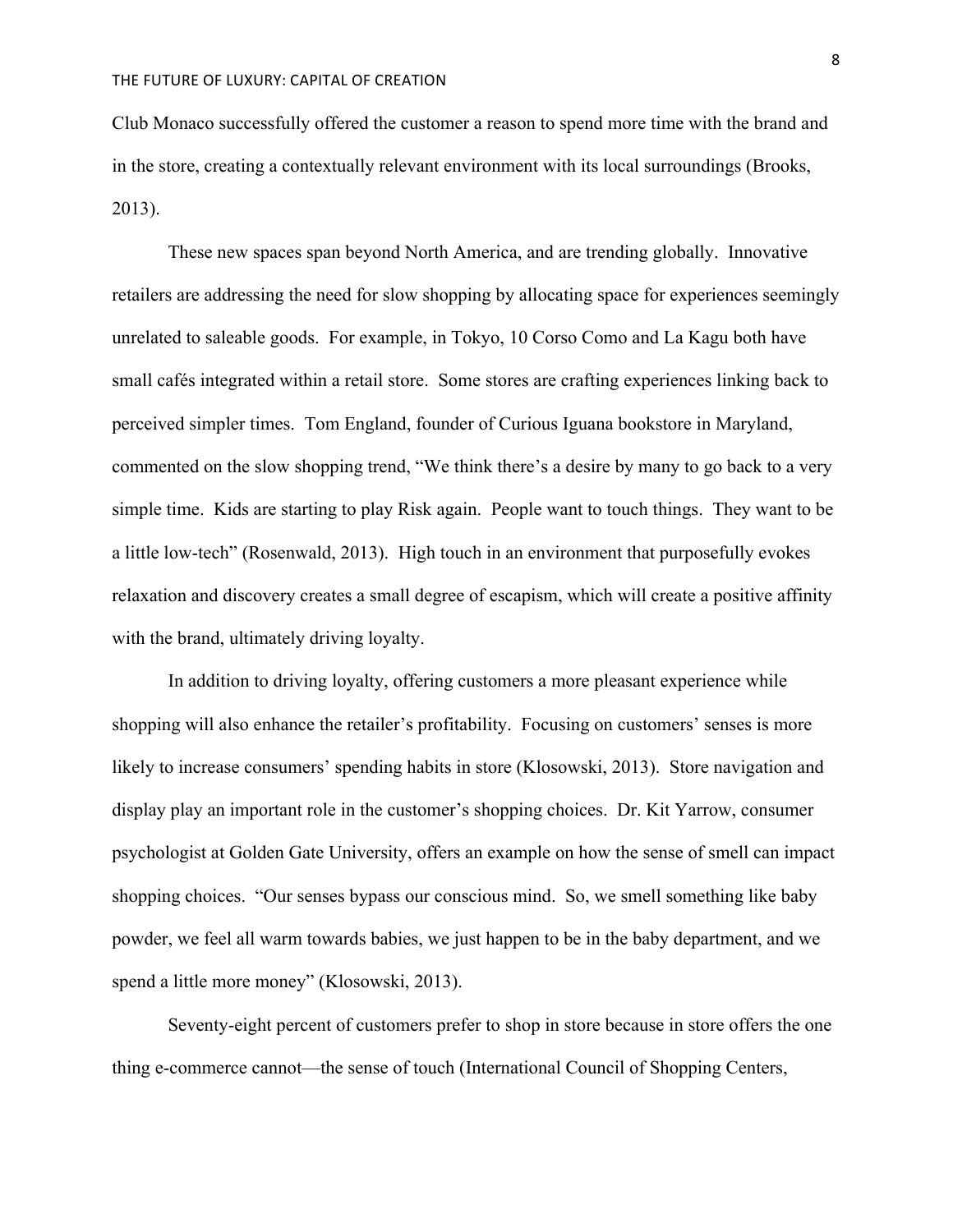Club Monaco successfully offered the customer a reason to spend more time with the brand and in the store, creating a contextually relevant environment with its local surroundings (Brooks, 2013).

These new spaces span beyond North America, and are trending globally. Innovative retailers are addressing the need for slow shopping by allocating space for experiences seemingly unrelated to saleable goods. For example, in Tokyo, 10 Corso Como and La Kagu both have small cafés integrated within a retail store. Some stores are crafting experiences linking back to perceived simpler times. Tom England, founder of Curious Iguana bookstore in Maryland, commented on the slow shopping trend, "We think there's a desire by many to go back to a very simple time. Kids are starting to play Risk again. People want to touch things. They want to be a little low-tech" (Rosenwald, 2013). High touch in an environment that purposefully evokes relaxation and discovery creates a small degree of escapism, which will create a positive affinity with the brand, ultimately driving loyalty.

In addition to driving loyalty, offering customers a more pleasant experience while shopping will also enhance the retailer's profitability. Focusing on customers' senses is more likely to increase consumers' spending habits in store (Klosowski, 2013). Store navigation and display play an important role in the customer's shopping choices. Dr. Kit Yarrow, consumer psychologist at Golden Gate University, offers an example on how the sense of smell can impact shopping choices. "Our senses bypass our conscious mind. So, we smell something like baby powder, we feel all warm towards babies, we just happen to be in the baby department, and we spend a little more money" (Klosowski, 2013).

Seventy-eight percent of customers prefer to shop in store because in store offers the one thing e-commerce cannot—the sense of touch (International Council of Shopping Centers,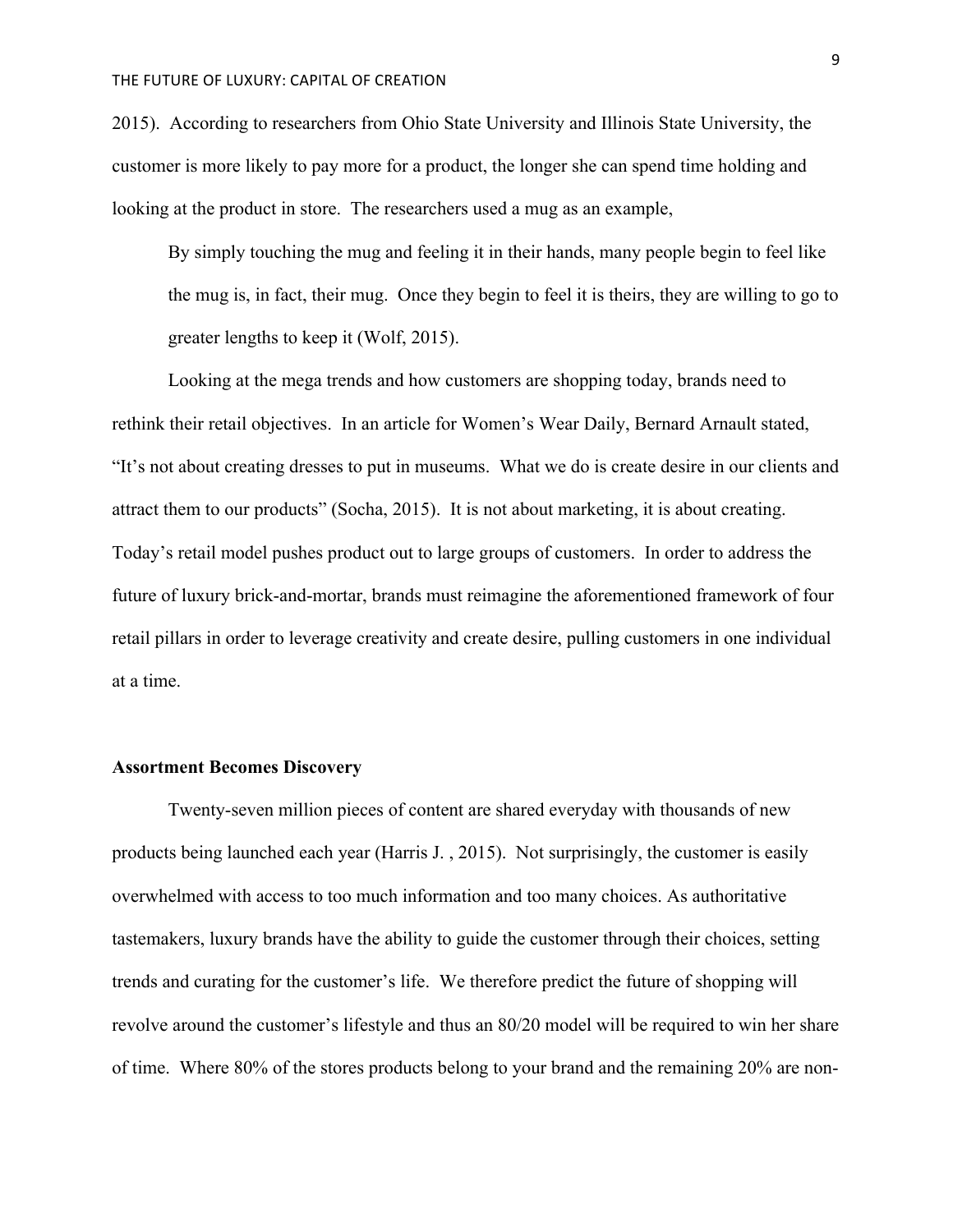2015). According to researchers from Ohio State University and Illinois State University, the customer is more likely to pay more for a product, the longer she can spend time holding and looking at the product in store. The researchers used a mug as an example,

> By simply touching the mug and feeling it in their hands, many people begin to feel like the mug is, in fact, their mug. Once they begin to feel it is theirs, they are willing to go to greater lengths to keep it (Wolf, 2015).

Looking at the mega trends and how customers are shopping today, brands need to rethink their retail objectives. In an article for Women's Wear Daily, Bernard Arnault stated, "It's not about creating dresses to put in museums. What we do is create desire in our clients and attract them to our products" (Socha, 2015). It is not about marketing, it is about creating. Today's retail model pushes product out to large groups of customers. In order to address the future of luxury brick-and-mortar, brands must reimagine the aforementioned framework of four retail pillars in order to leverage creativity and create desire, pulling customers in one individual at a time.

**Assortment Becomes Discovery**

Twenty-seven million pieces of content are shared everyday with thousands of new products being launched each year (Harris J. , 2015). Not surprisingly, the customer is easily overwhelmed with access to too much information and too many choices. As authoritative tastemakers, luxury brands have the ability to guide the customer through their choices, setting trends and curating for the customer's life. We therefore predict the future of shopping will revolve around the customer's lifestyle and thus an 80/20 model will be required to win her share of time. Where 80% of the stores products belong to your brand and the remaining 20% are non-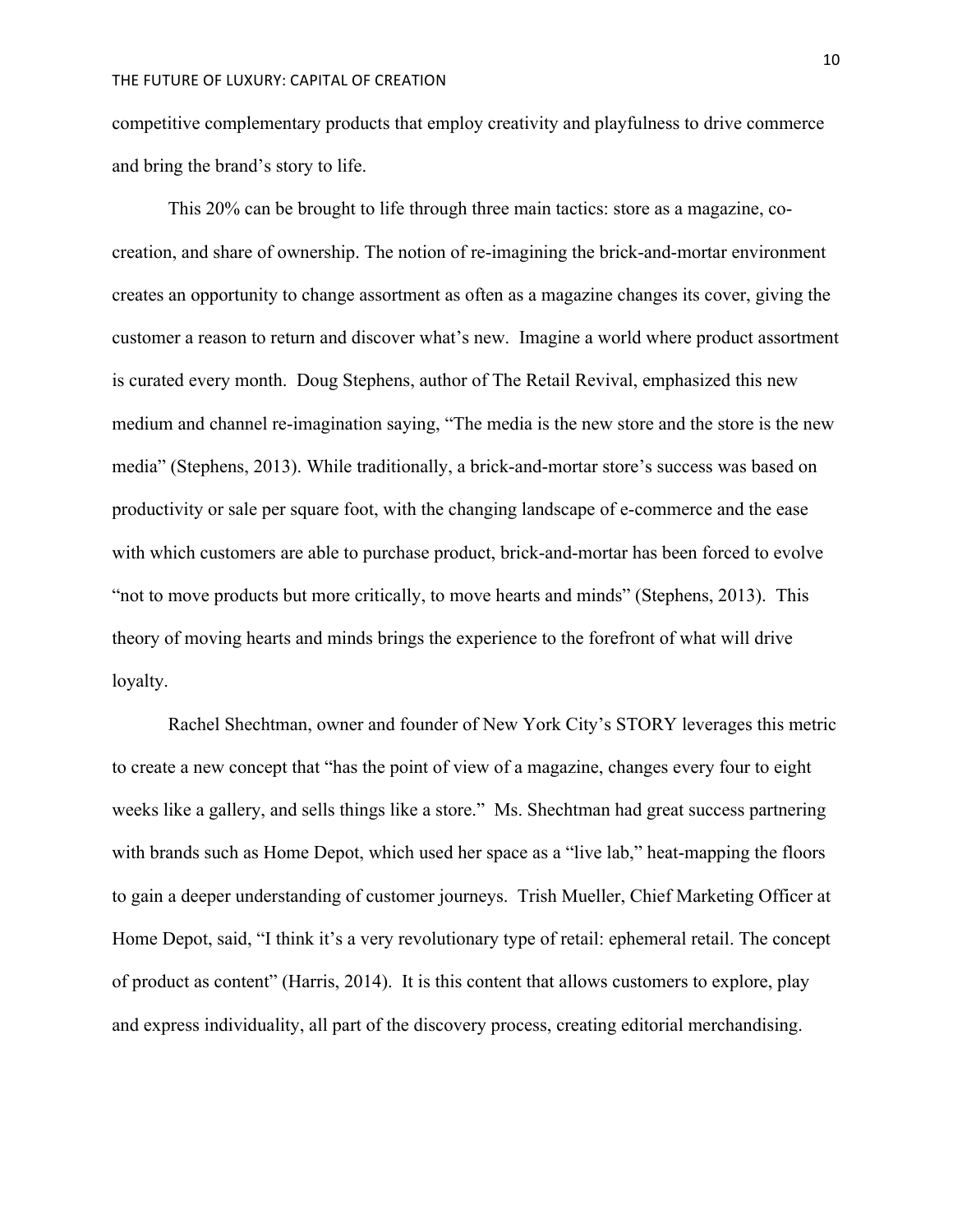competitive complementary products that employ creativity and playfulness to drive commerce and bring the brand's story to life.

This 20% can be brought to life through three main tactics: store as a magazine, co-creation, and share of ownership. The notion of re-imagining the brick-and-mortar environment creates an opportunity to change assortment as often as a magazine changes its cover, giving the customer a reason to return and discover what's new. Imagine a world where product assortment is curated every month. Doug Stephens, author of The Retail Revival, emphasized this new medium and channel re-imagination saying, "The media is the new store and the store is the new media" (Stephens, 2013). While traditionally, a brick-and-mortar store's success was based on productivity or sale per square foot, with the changing landscape of e-commerce and the ease with which customers are able to purchase product, brick-and-mortar has been forced to evolve "not to move products but more critically, to move hearts and minds" (Stephens, 2013). This theory of moving hearts and minds brings the experience to the forefront of what will drive loyalty.

Rachel Shechtman, owner and founder of New York City's STORY leverages this metric to create a new concept that "has the point of view of a magazine, changes every four to eight weeks like a gallery, and sells things like a store." Ms. Shechtman had great success partnering with brands such as Home Depot, which used her space as a "live lab," heat-mapping the floors to gain a deeper understanding of customer journeys. Trish Mueller, Chief Marketing Officer at Home Depot, said, "I think it's a very revolutionary type of retail: ephemeral retail. The concept of product as content" (Harris, 2014). It is this content that allows customers to explore, play and express individuality, all part of the discovery process, creating editorial merchandising.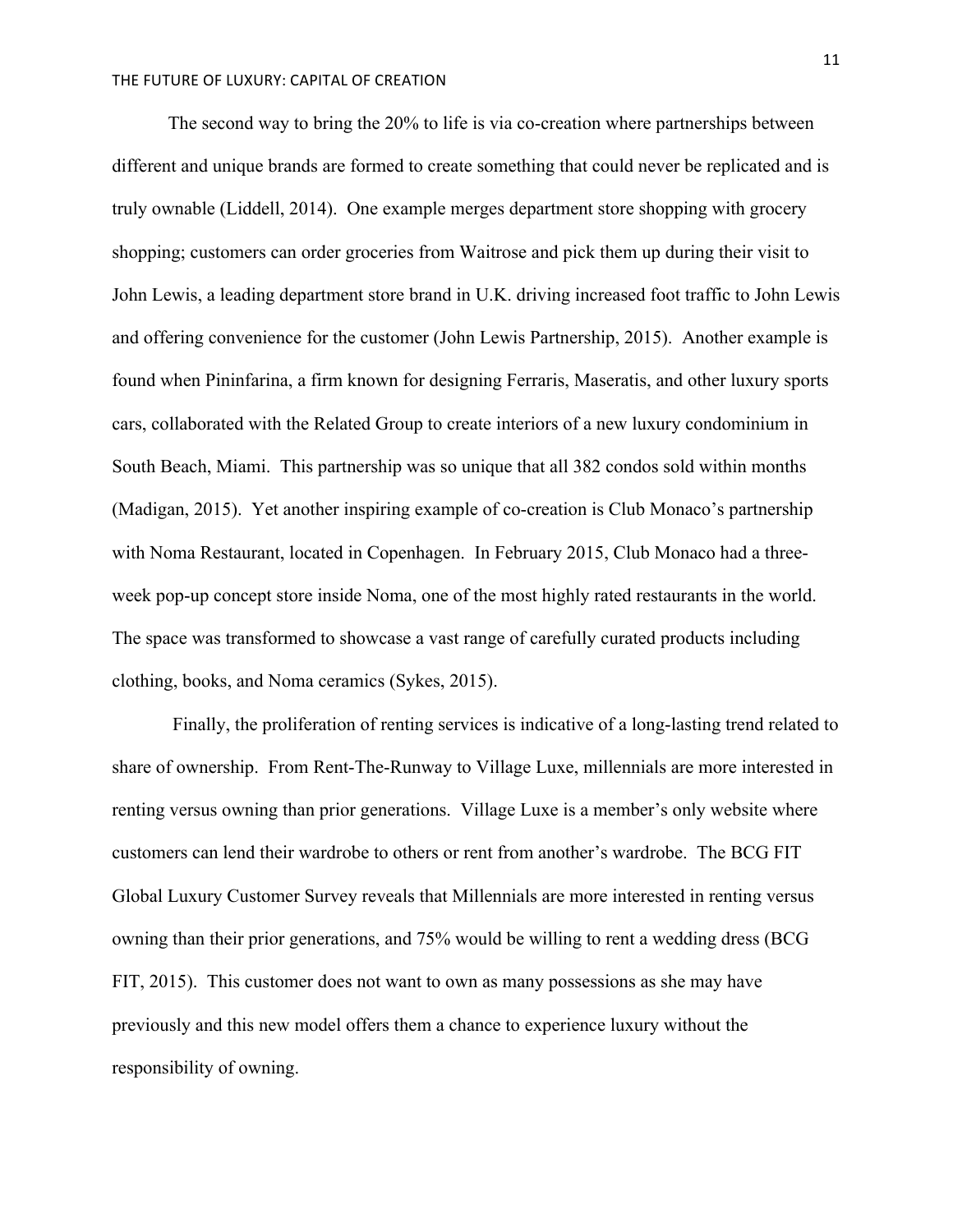The second way to bring the 20% to life is via co-creation where partnerships between different and unique brands are formed to create something that could never be replicated and is truly ownable (Liddell, 2014). One example merges department store shopping with grocery shopping; customers can order groceries from Waitrose and pick them up during their visit to John Lewis, a leading department store brand in U.K. driving increased foot traffic to John Lewis and offering convenience for the customer (John Lewis Partnership, 2015). Another example is found when Pininfarina, a firm known for designing Ferraris, Maseratis, and other luxury sports cars, collaborated with the Related Group to create interiors of a new luxury condominium in South Beach, Miami. This partnership was so unique that all 382 condos sold within months (Madigan, 2015). Yet another inspiring example of co-creation is Club Monaco's partnership with Noma Restaurant, located in Copenhagen. In February 2015, Club Monaco had a three-week pop-up concept store inside Noma, one of the most highly rated restaurants in the world. The space was transformed to showcase a vast range of carefully curated products including clothing, books, and Noma ceramics (Sykes, 2015).

Finally, the proliferation of renting services is indicative of a long-lasting trend related to share of ownership. From Rent-The-Runway to Village Luxe, millennials are more interested in renting versus owning than prior generations. Village Luxe is a member's only website where customers can lend their wardrobe to others or rent from another's wardrobe. The BCG FIT Global Luxury Customer Survey reveals that Millennials are more interested in renting versus owning than their prior generations, and 75% would be willing to rent a wedding dress (BCG FIT, 2015). This customer does not want to own as many possessions as she may have previously and this new model offers them a chance to experience luxury without the responsibility of owning.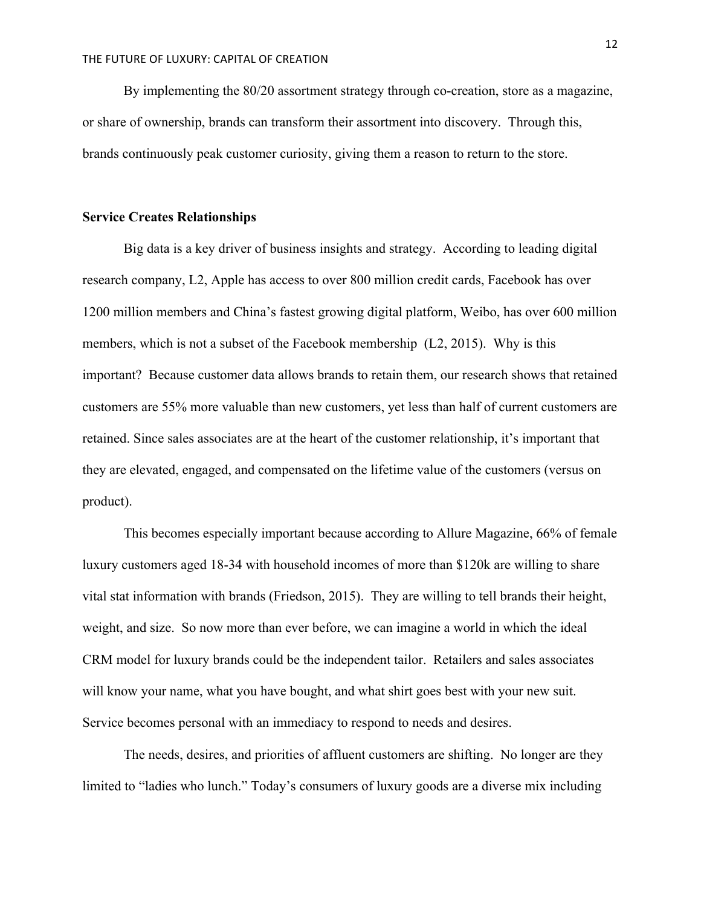By implementing the 80/20 assortment strategy through co-creation, store as a magazine, or share of ownership, brands can transform their assortment into discovery. Through this, brands continuously peak customer curiosity, giving them a reason to return to the store.

**Service Creates Relationships**

Big data is a key driver of business insights and strategy. According to leading digital research company, L2, Apple has access to over 800 million credit cards, Facebook has over 1200 million members and China's fastest growing digital platform, Weibo, has over 600 million members, which is not a subset of the Facebook membership (L2, 2015). Why is this important? Because customer data allows brands to retain them, our research shows that retained customers are 55% more valuable than new customers, yet less than half of current customers are retained. Since sales associates are at the heart of the customer relationship, it's important that they are elevated, engaged, and compensated on the lifetime value of the customers (versus on product).

This becomes especially important because according to Allure Magazine, 66% of female luxury customers aged 18-34 with household incomes of more than $120k are willing to share vital stat information with brands (Friedson, 2015). They are willing to tell brands their height, weight, and size. So now more than ever before, we can imagine a world in which the ideal CRM model for luxury brands could be the independent tailor. Retailers and sales associates will know your name, what you have bought, and what shirt goes best with your new suit. Service becomes personal with an immediacy to respond to needs and desires.

The needs, desires, and priorities of affluent customers are shifting. No longer are they limited to "ladies who lunch." Today's consumers of luxury goods are a diverse mix including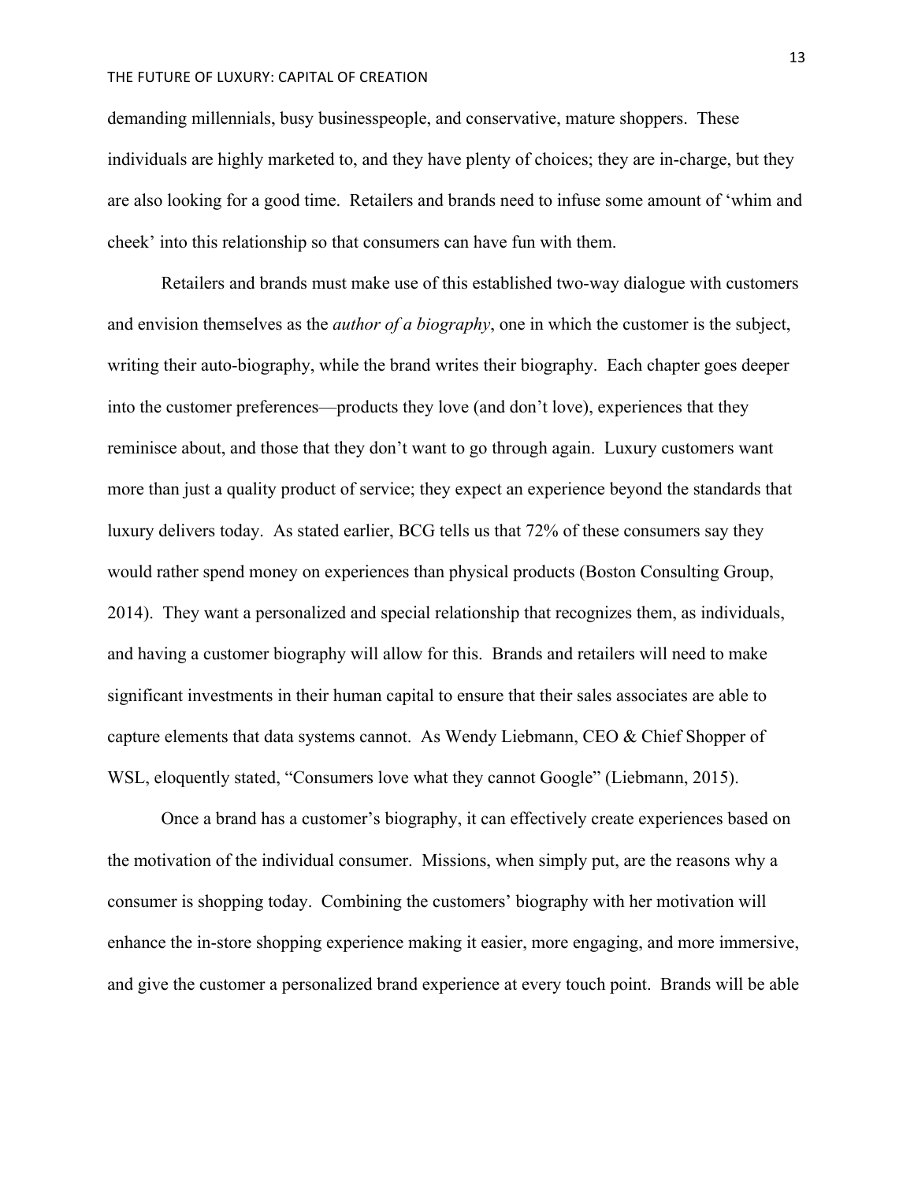demanding millennials, busy businesspeople, and conservative, mature shoppers. These individuals are highly marketed to, and they have plenty of choices; they are in-charge, but they are also looking for a good time. Retailers and brands need to infuse some amount of 'whim and cheek' into this relationship so that consumers can have fun with them.

Retailers and brands must make use of this established two-way dialogue with customers and envision themselves as the *author of a biography*, one in which the customer is the subject, writing their auto-biography, while the brand writes their biography. Each chapter goes deeper into the customer preferences—products they love (and don't love), experiences that they reminisce about, and those that they don't want to go through again. Luxury customers want more than just a quality product of service; they expect an experience beyond the standards that luxury delivers today. As stated earlier, BCG tells us that 72% of these consumers say they would rather spend money on experiences than physical products (Boston Consulting Group, 2014). They want a personalized and special relationship that recognizes them, as individuals, and having a customer biography will allow for this. Brands and retailers will need to make significant investments in their human capital to ensure that their sales associates are able to capture elements that data systems cannot. As Wendy Liebmann, CEO & Chief Shopper of WSL, eloquently stated, "Consumers love what they cannot Google" (Liebmann, 2015).

Once a brand has a customer's biography, it can effectively create experiences based on the motivation of the individual consumer. Missions, when simply put, are the reasons why a consumer is shopping today. Combining the customers' biography with her motivation will enhance the in-store shopping experience making it easier, more engaging, and more immersive, and give the customer a personalized brand experience at every touch point. Brands will be able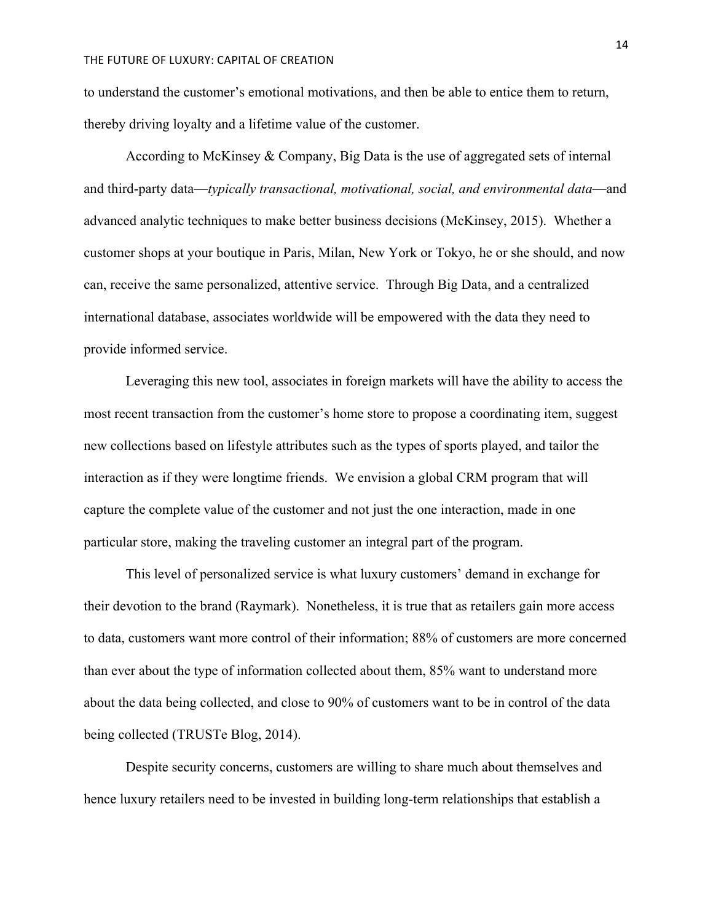to understand the customer's emotional motivations, and then be able to entice them to return, thereby driving loyalty and a lifetime value of the customer.

According to McKinsey & Company, Big Data is the use of aggregated sets of internal and third-party data—*typically transactional, motivational, social, and environmental data*—and advanced analytic techniques to make better business decisions (McKinsey, 2015). Whether a customer shops at your boutique in Paris, Milan, New York or Tokyo, he or she should, and now can, receive the same personalized, attentive service. Through Big Data, and a centralized international database, associates worldwide will be empowered with the data they need to provide informed service.

Leveraging this new tool, associates in foreign markets will have the ability to access the most recent transaction from the customer's home store to propose a coordinating item, suggest new collections based on lifestyle attributes such as the types of sports played, and tailor the interaction as if they were longtime friends. We envision a global CRM program that will capture the complete value of the customer and not just the one interaction, made in one particular store, making the traveling customer an integral part of the program.

This level of personalized service is what luxury customers' demand in exchange for their devotion to the brand (Raymark). Nonetheless, it is true that as retailers gain more access to data, customers want more control of their information; 88% of customers are more concerned than ever about the type of information collected about them, 85% want to understand more about the data being collected, and close to 90% of customers want to be in control of the data being collected (TRUSTe Blog, 2014).

Despite security concerns, customers are willing to share much about themselves and hence luxury retailers need to be invested in building long-term relationships that establish a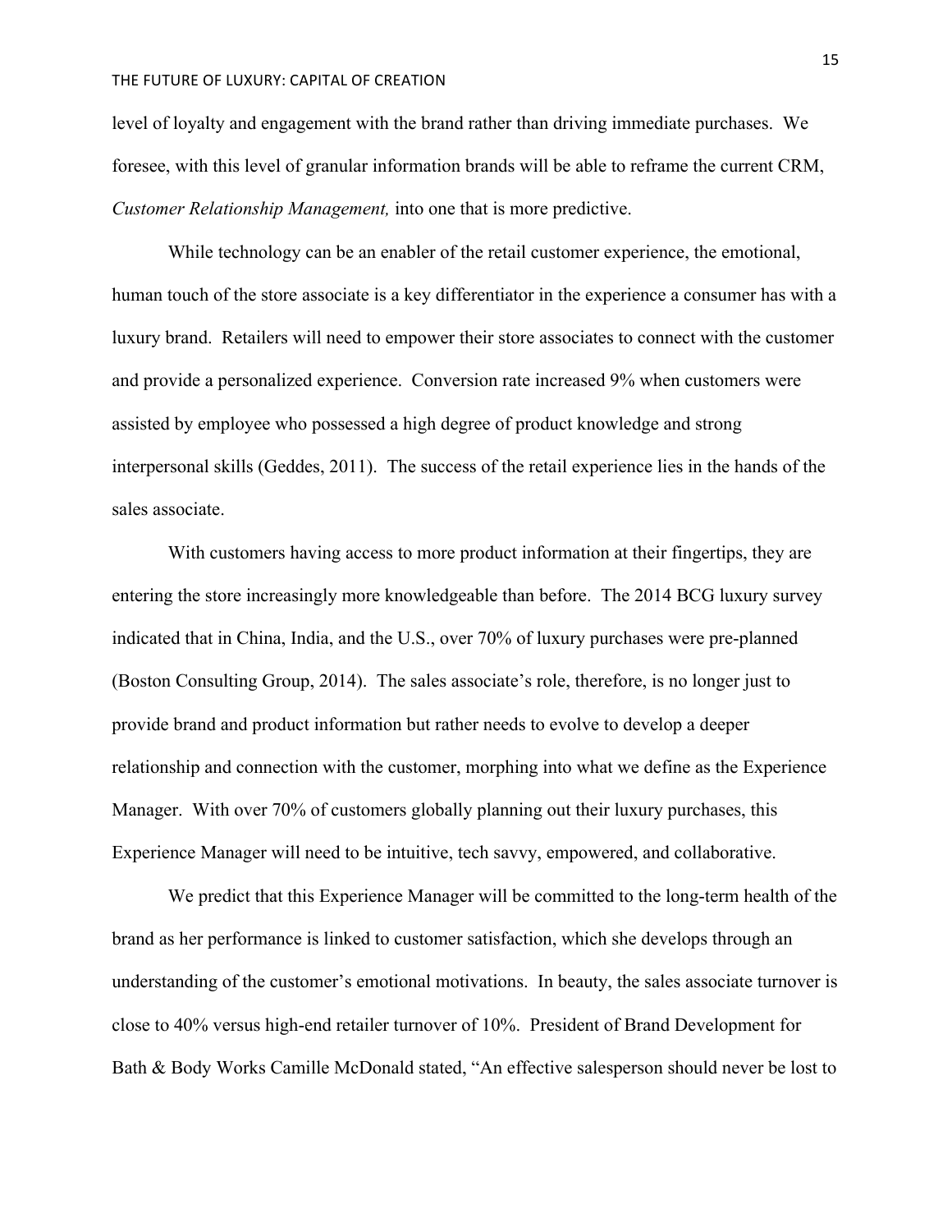level of loyalty and engagement with the brand rather than driving immediate purchases. We foresee, with this level of granular information brands will be able to reframe the current CRM, *Customer Relationship Management,* into one that is more predictive.

While technology can be an enabler of the retail customer experience, the emotional, human touch of the store associate is a key differentiator in the experience a consumer has with a luxury brand. Retailers will need to empower their store associates to connect with the customer and provide a personalized experience. Conversion rate increased 9% when customers were assisted by employee who possessed a high degree of product knowledge and strong interpersonal skills (Geddes, 2011). The success of the retail experience lies in the hands of the sales associate.

With customers having access to more product information at their fingertips, they are entering the store increasingly more knowledgeable than before. The 2014 BCG luxury survey indicated that in China, India, and the U.S., over 70% of luxury purchases were pre-planned (Boston Consulting Group, 2014). The sales associate's role, therefore, is no longer just to provide brand and product information but rather needs to evolve to develop a deeper relationship and connection with the customer, morphing into what we define as the Experience Manager. With over 70% of customers globally planning out their luxury purchases, this Experience Manager will need to be intuitive, tech savvy, empowered, and collaborative.

We predict that this Experience Manager will be committed to the long-term health of the brand as her performance is linked to customer satisfaction, which she develops through an understanding of the customer's emotional motivations. In beauty, the sales associate turnover is close to 40% versus high-end retailer turnover of 10%. President of Brand Development for Bath & Body Works Camille McDonald stated, "An effective salesperson should never be lost to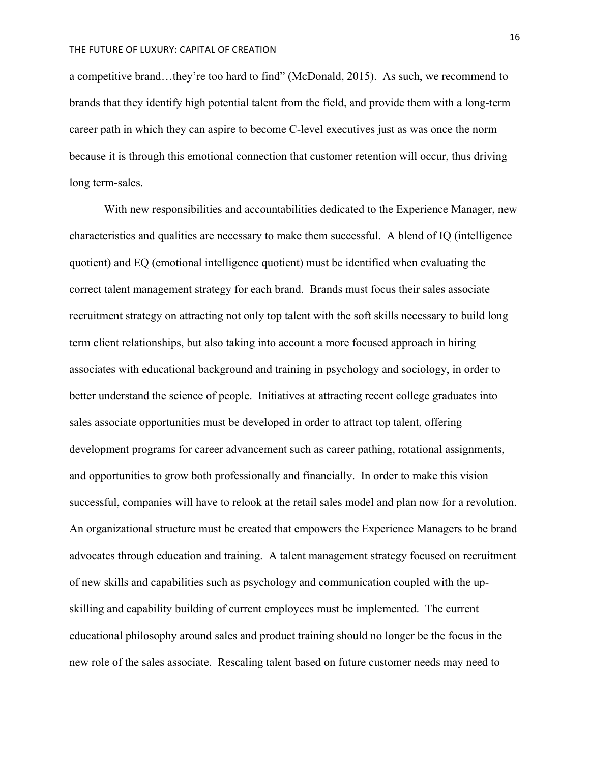a competitive brand…they're too hard to find" (McDonald, 2015). As such, we recommend to brands that they identify high potential talent from the field, and provide them with a long-term career path in which they can aspire to become C-level executives just as was once the norm because it is through this emotional connection that customer retention will occur, thus driving long term-sales.

With new responsibilities and accountabilities dedicated to the Experience Manager, new characteristics and qualities are necessary to make them successful. A blend of IQ (intelligence quotient) and EQ (emotional intelligence quotient) must be identified when evaluating the correct talent management strategy for each brand. Brands must focus their sales associate recruitment strategy on attracting not only top talent with the soft skills necessary to build long term client relationships, but also taking into account a more focused approach in hiring associates with educational background and training in psychology and sociology, in order to better understand the science of people. Initiatives at attracting recent college graduates into sales associate opportunities must be developed in order to attract top talent, offering development programs for career advancement such as career pathing, rotational assignments, and opportunities to grow both professionally and financially. In order to make this vision successful, companies will have to relook at the retail sales model and plan now for a revolution. An organizational structure must be created that empowers the Experience Managers to be brand advocates through education and training. A talent management strategy focused on recruitment of new skills and capabilities such as psychology and communication coupled with the up-skilling and capability building of current employees must be implemented. The current educational philosophy around sales and product training should no longer be the focus in the new role of the sales associate. Rescaling talent based on future customer needs may need to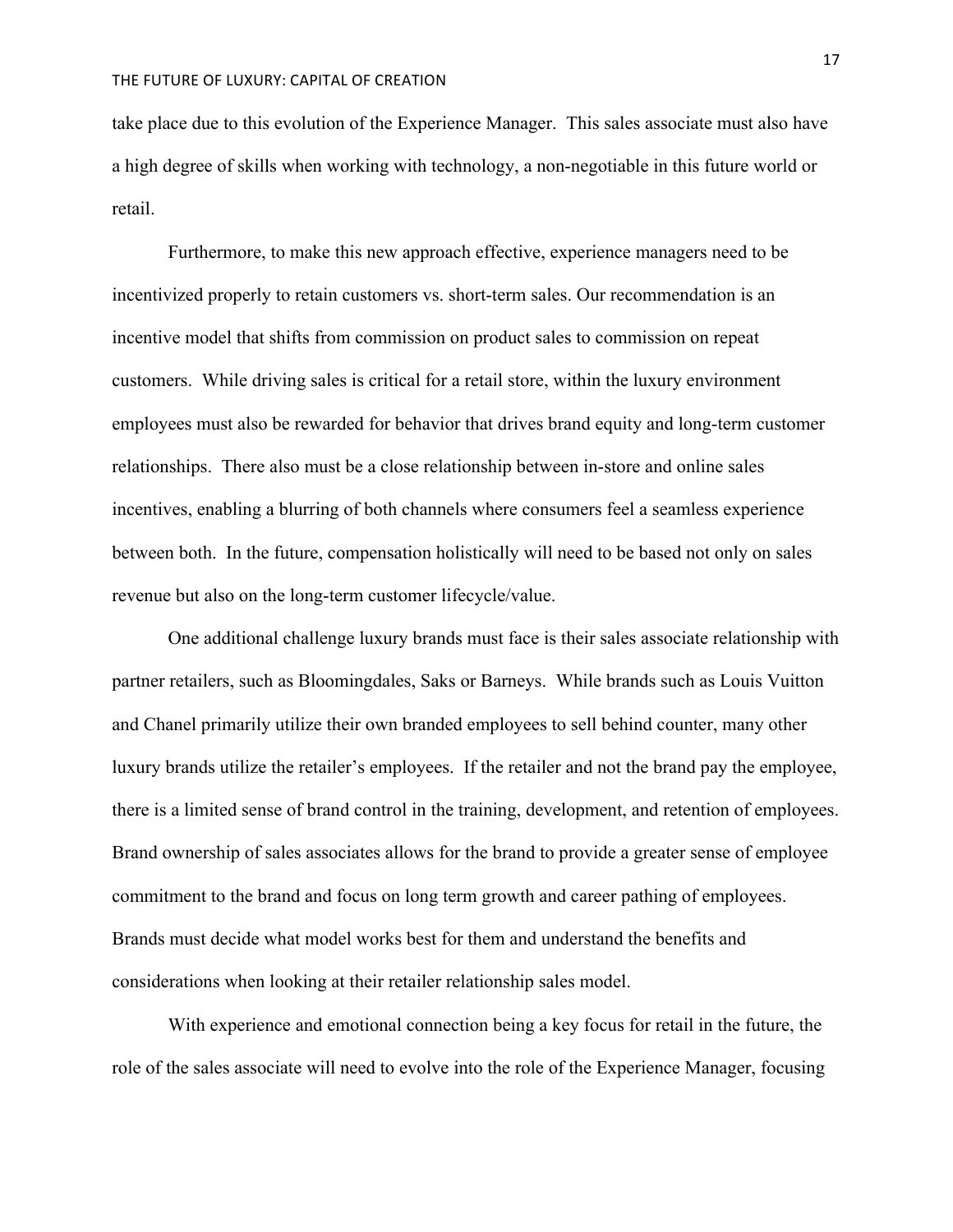take place due to this evolution of the Experience Manager. This sales associate must also have a high degree of skills when working with technology, a non-negotiable in this future world or retail.

Furthermore, to make this new approach effective, experience managers need to be incentivized properly to retain customers vs. short-term sales. Our recommendation is an incentive model that shifts from commission on product sales to commission on repeat customers. While driving sales is critical for a retail store, within the luxury environment employees must also be rewarded for behavior that drives brand equity and long-term customer relationships. There also must be a close relationship between in-store and online sales incentives, enabling a blurring of both channels where consumers feel a seamless experience between both. In the future, compensation holistically will need to be based not only on sales revenue but also on the long-term customer lifecycle/value.

One additional challenge luxury brands must face is their sales associate relationship with partner retailers, such as Bloomingdales, Saks or Barneys. While brands such as Louis Vuitton and Chanel primarily utilize their own branded employees to sell behind counter, many other luxury brands utilize the retailer's employees. If the retailer and not the brand pay the employee, there is a limited sense of brand control in the training, development, and retention of employees. Brand ownership of sales associates allows for the brand to provide a greater sense of employee commitment to the brand and focus on long term growth and career pathing of employees. Brands must decide what model works best for them and understand the benefits and considerations when looking at their retailer relationship sales model.

With experience and emotional connection being a key focus for retail in the future, the role of the sales associate will need to evolve into the role of the Experience Manager, focusing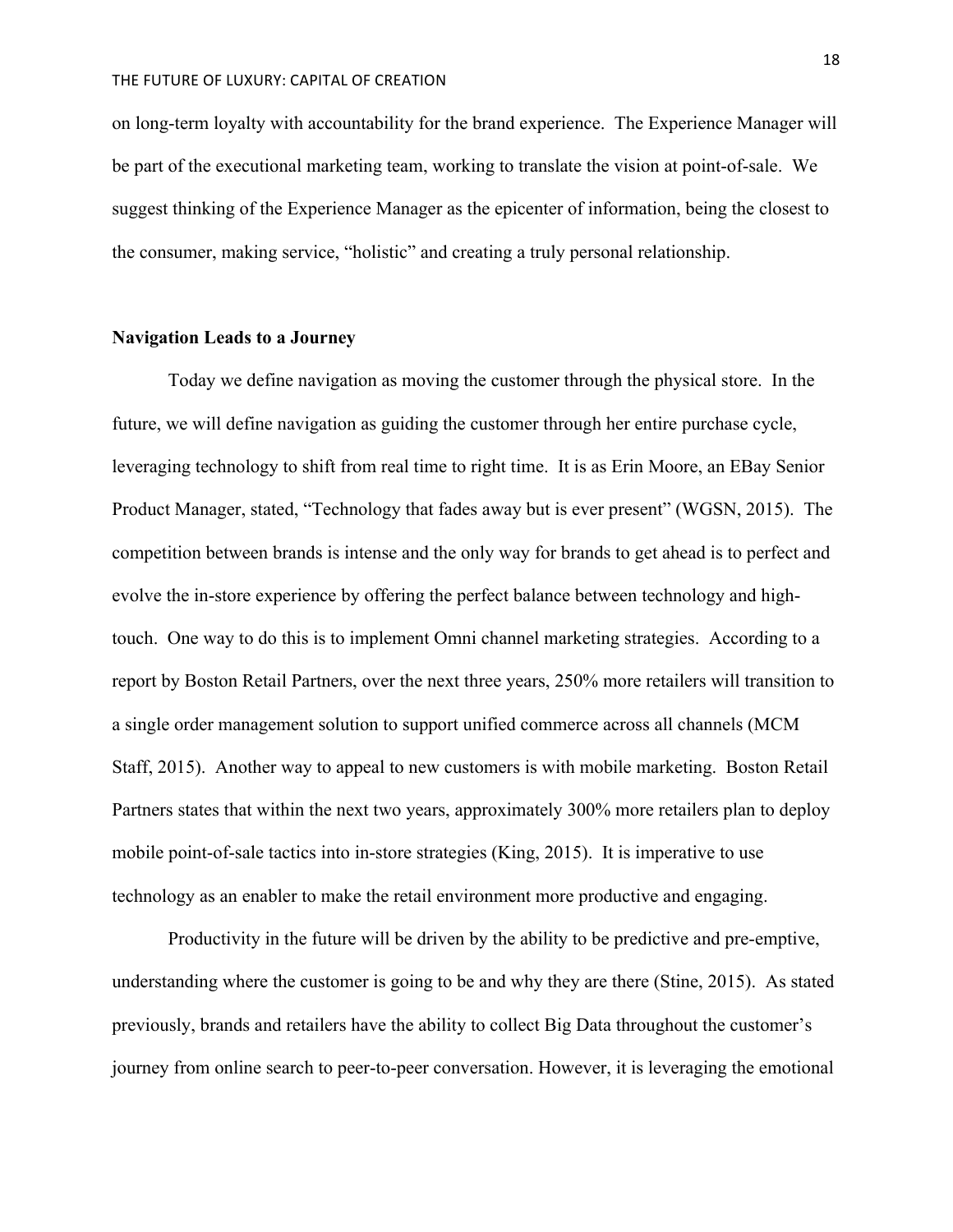on long-term loyalty with accountability for the brand experience. The Experience Manager will be part of the executional marketing team, working to translate the vision at point-of-sale. We suggest thinking of the Experience Manager as the epicenter of information, being the closest to the consumer, making service, "holistic" and creating a truly personal relationship.

**Navigation Leads to a Journey**

Today we define navigation as moving the customer through the physical store. In the future, we will define navigation as guiding the customer through her entire purchase cycle, leveraging technology to shift from real time to right time. It is as Erin Moore, an EBay Senior Product Manager, stated, "Technology that fades away but is ever present" (WGSN, 2015). The competition between brands is intense and the only way for brands to get ahead is to perfect and evolve the in-store experience by offering the perfect balance between technology and high-touch. One way to do this is to implement Omni channel marketing strategies. According to a report by Boston Retail Partners, over the next three years, 250% more retailers will transition to a single order management solution to support unified commerce across all channels (MCM Staff, 2015). Another way to appeal to new customers is with mobile marketing. Boston Retail Partners states that within the next two years, approximately 300% more retailers plan to deploy mobile point-of-sale tactics into in-store strategies (King, 2015). It is imperative to use technology as an enabler to make the retail environment more productive and engaging.

Productivity in the future will be driven by the ability to be predictive and pre-emptive, understanding where the customer is going to be and why they are there (Stine, 2015). As stated previously, brands and retailers have the ability to collect Big Data throughout the customer's journey from online search to peer-to-peer conversation. However, it is leveraging the emotional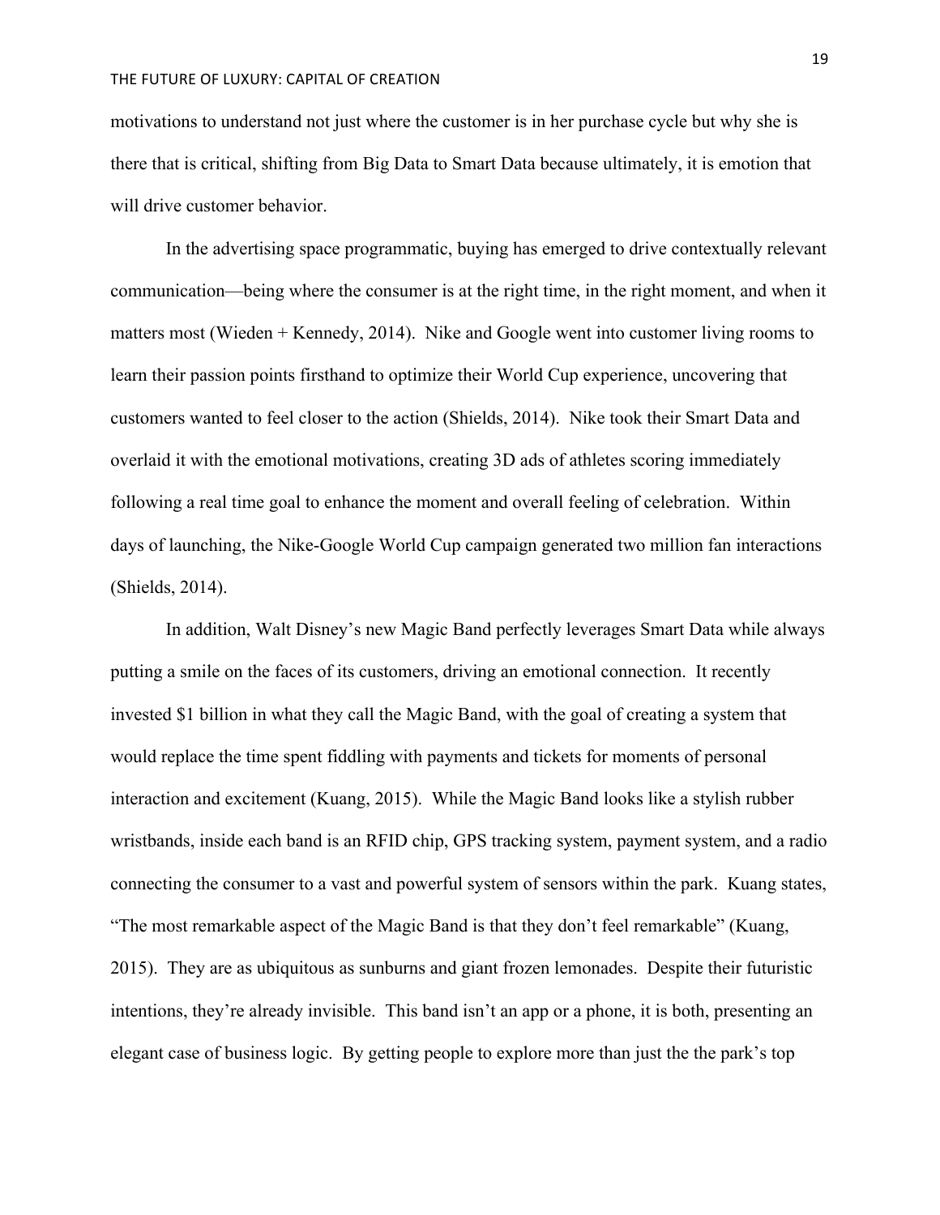motivations to understand not just where the customer is in her purchase cycle but why she is there that is critical, shifting from Big Data to Smart Data because ultimately, it is emotion that will drive customer behavior.

In the advertising space programmatic, buying has emerged to drive contextually relevant communication—being where the consumer is at the right time, in the right moment, and when it matters most (Wieden + Kennedy, 2014). Nike and Google went into customer living rooms to learn their passion points firsthand to optimize their World Cup experience, uncovering that customers wanted to feel closer to the action (Shields, 2014). Nike took their Smart Data and overlaid it with the emotional motivations, creating 3D ads of athletes scoring immediately following a real time goal to enhance the moment and overall feeling of celebration. Within days of launching, the Nike-Google World Cup campaign generated two million fan interactions (Shields, 2014).

In addition, Walt Disney's new Magic Band perfectly leverages Smart Data while always putting a smile on the faces of its customers, driving an emotional connection. It recently invested $1 billion in what they call the Magic Band, with the goal of creating a system that would replace the time spent fiddling with payments and tickets for moments of personal interaction and excitement (Kuang, 2015). While the Magic Band looks like a stylish rubber wristbands, inside each band is an RFID chip, GPS tracking system, payment system, and a radio connecting the consumer to a vast and powerful system of sensors within the park. Kuang states, "The most remarkable aspect of the Magic Band is that they don't feel remarkable" (Kuang, 2015). They are as ubiquitous as sunburns and giant frozen lemonades. Despite their futuristic intentions, they're already invisible. This band isn't an app or a phone, it is both, presenting an elegant case of business logic. By getting people to explore more than just the the park's top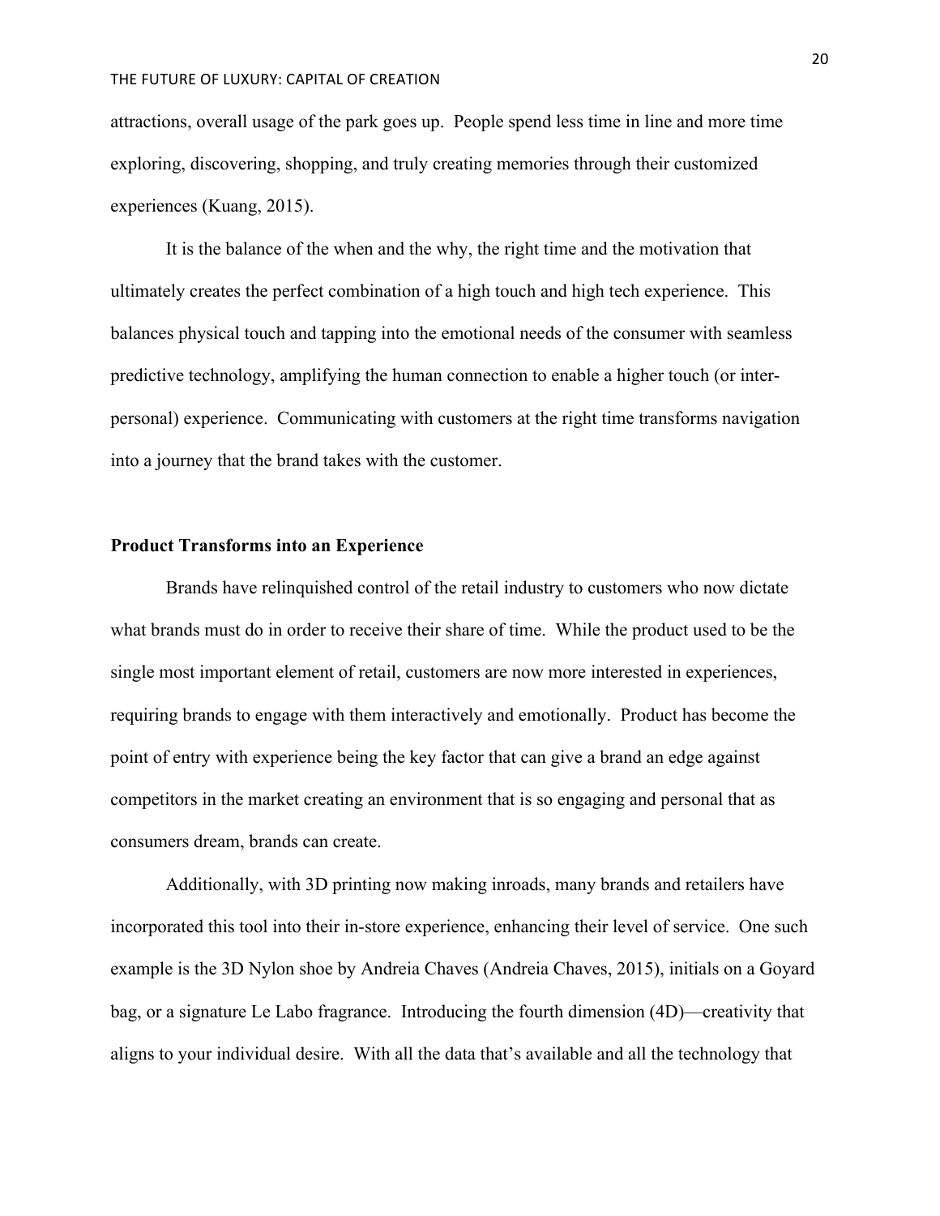attractions, overall usage of the park goes up. People spend less time in line and more time exploring, discovering, shopping, and truly creating memories through their customized experiences (Kuang, 2015).

It is the balance of the when and the why, the right time and the motivation that ultimately creates the perfect combination of a high touch and high tech experience. This balances physical touch and tapping into the emotional needs of the consumer with seamless predictive technology, amplifying the human connection to enable a higher touch (or inter-personal) experience. Communicating with customers at the right time transforms navigation into a journey that the brand takes with the customer.

**Product Transforms into an Experience**

Brands have relinquished control of the retail industry to customers who now dictate what brands must do in order to receive their share of time. While the product used to be the single most important element of retail, customers are now more interested in experiences, requiring brands to engage with them interactively and emotionally. Product has become the point of entry with experience being the key factor that can give a brand an edge against competitors in the market creating an environment that is so engaging and personal that as consumers dream, brands can create.

Additionally, with 3D printing now making inroads, many brands and retailers have incorporated this tool into their in-store experience, enhancing their level of service. One such example is the 3D Nylon shoe by Andreia Chaves (Andreia Chaves, 2015), initials on a Goyard bag, or a signature Le Labo fragrance. Introducing the fourth dimension (4D)—creativity that aligns to your individual desire. With all the data that's available and all the technology that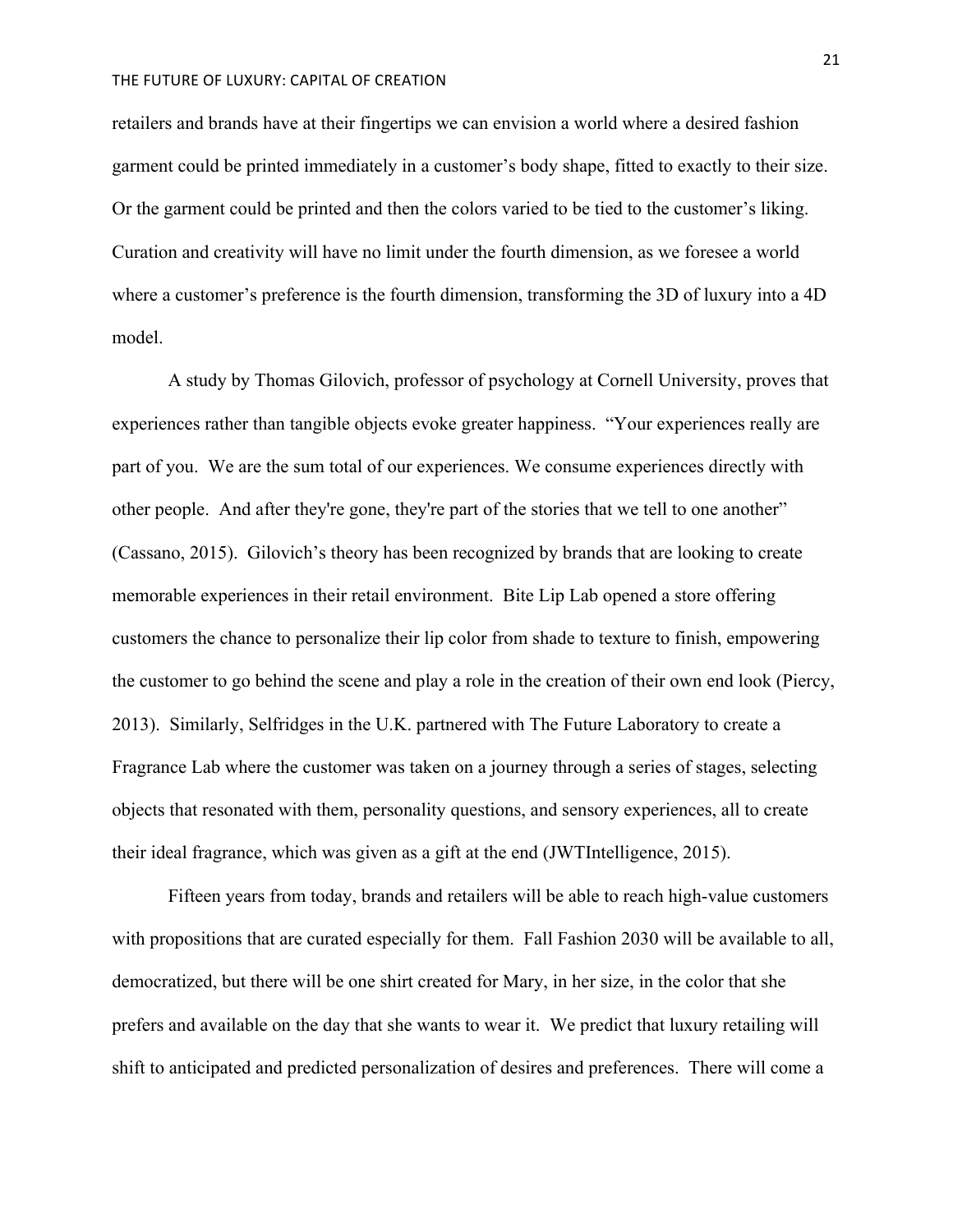retailers and brands have at their fingertips we can envision a world where a desired fashion garment could be printed immediately in a customer's body shape, fitted to exactly to their size. Or the garment could be printed and then the colors varied to be tied to the customer's liking. Curation and creativity will have no limit under the fourth dimension, as we foresee a world where a customer's preference is the fourth dimension, transforming the 3D of luxury into a 4D model.

A study by Thomas Gilovich, professor of psychology at Cornell University, proves that experiences rather than tangible objects evoke greater happiness. "Your experiences really are part of you. We are the sum total of our experiences. We consume experiences directly with other people. And after they're gone, they're part of the stories that we tell to one another" (Cassano, 2015). Gilovich's theory has been recognized by brands that are looking to create memorable experiences in their retail environment. Bite Lip Lab opened a store offering customers the chance to personalize their lip color from shade to texture to finish, empowering the customer to go behind the scene and play a role in the creation of their own end look (Piercy, 2013). Similarly, Selfridges in the U.K. partnered with The Future Laboratory to create a Fragrance Lab where the customer was taken on a journey through a series of stages, selecting objects that resonated with them, personality questions, and sensory experiences, all to create their ideal fragrance, which was given as a gift at the end (JWTIntelligence, 2015).

Fifteen years from today, brands and retailers will be able to reach high-value customers with propositions that are curated especially for them. Fall Fashion 2030 will be available to all, democratized, but there will be one shirt created for Mary, in her size, in the color that she prefers and available on the day that she wants to wear it. We predict that luxury retailing will shift to anticipated and predicted personalization of desires and preferences. There will come a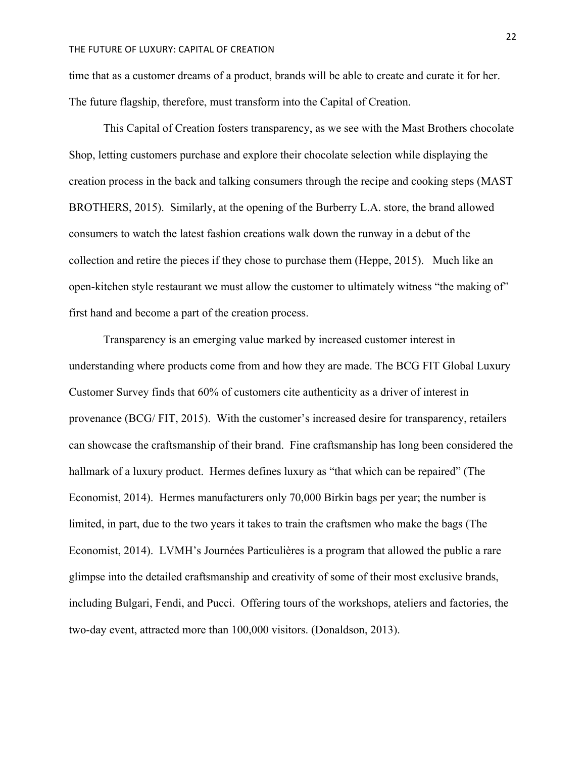time that as a customer dreams of a product, brands will be able to create and curate it for her. The future flagship, therefore, must transform into the Capital of Creation.

This Capital of Creation fosters transparency, as we see with the Mast Brothers chocolate Shop, letting customers purchase and explore their chocolate selection while displaying the creation process in the back and talking consumers through the recipe and cooking steps (MAST BROTHERS, 2015). Similarly, at the opening of the Burberry L.A. store, the brand allowed consumers to watch the latest fashion creations walk down the runway in a debut of the collection and retire the pieces if they chose to purchase them (Heppe, 2015). Much like an open-kitchen style restaurant we must allow the customer to ultimately witness "the making of" first hand and become a part of the creation process.

Transparency is an emerging value marked by increased customer interest in understanding where products come from and how they are made. The BCG FIT Global Luxury Customer Survey finds that 60% of customers cite authenticity as a driver of interest in provenance (BCG/ FIT, 2015). With the customer's increased desire for transparency, retailers can showcase the craftsmanship of their brand. Fine craftsmanship has long been considered the hallmark of a luxury product. Hermes defines luxury as "that which can be repaired" (The Economist, 2014). Hermes manufacturers only 70,000 Birkin bags per year; the number is limited, in part, due to the two years it takes to train the craftsmen who make the bags (The Economist, 2014). LVMH's Journées Particulières is a program that allowed the public a rare glimpse into the detailed craftsmanship and creativity of some of their most exclusive brands, including Bulgari, Fendi, and Pucci. Offering tours of the workshops, ateliers and factories, the two-day event, attracted more than 100,000 visitors. (Donaldson, 2013).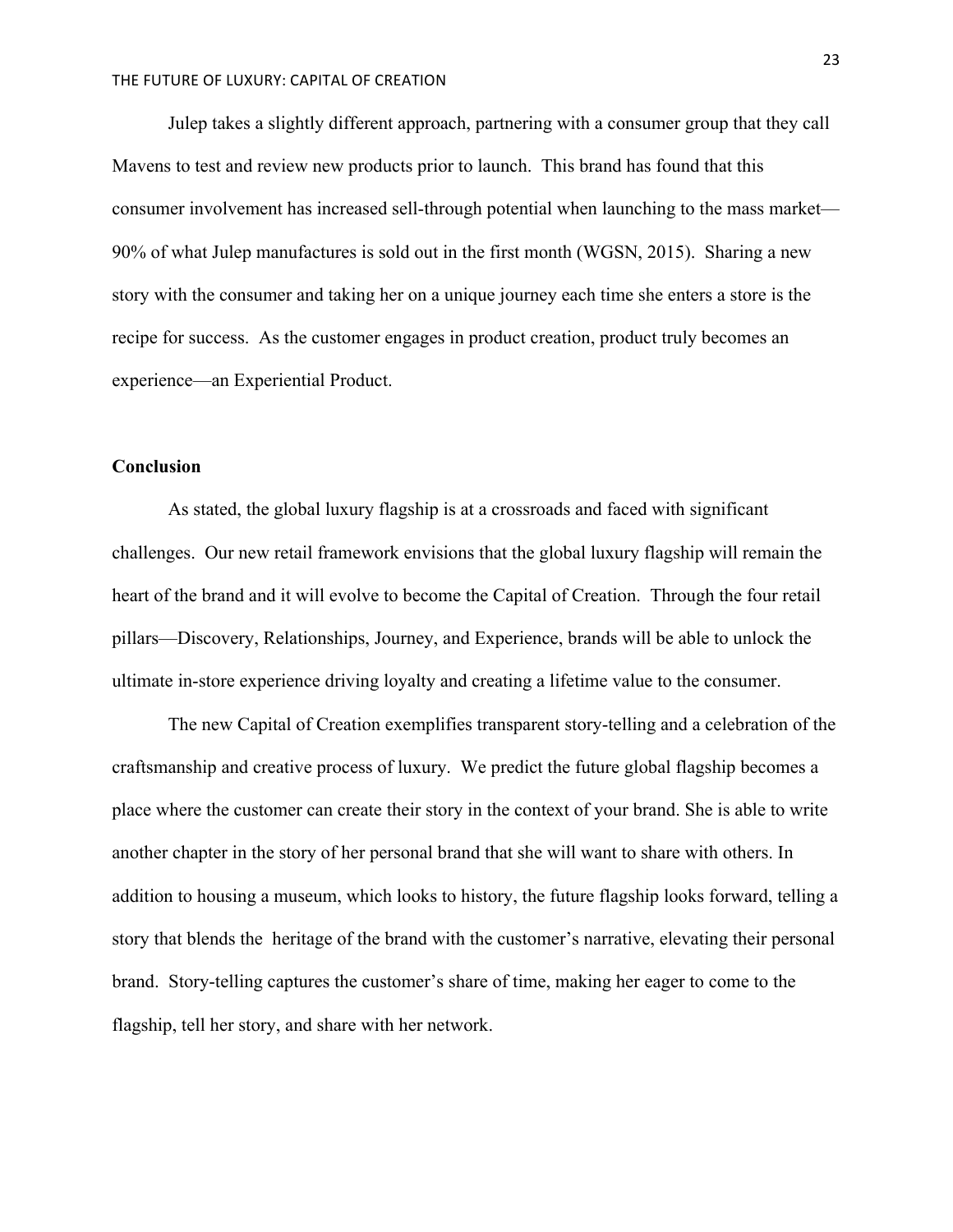Julep takes a slightly different approach, partnering with a consumer group that they call Mavens to test and review new products prior to launch. This brand has found that this consumer involvement has increased sell-through potential when launching to the mass market—90% of what Julep manufactures is sold out in the first month (WGSN, 2015). Sharing a new story with the consumer and taking her on a unique journey each time she enters a store is the recipe for success. As the customer engages in product creation, product truly becomes an experience—an Experiential Product.

## Conclusion

As stated, the global luxury flagship is at a crossroads and faced with significant challenges. Our new retail framework envisions that the global luxury flagship will remain the heart of the brand and it will evolve to become the Capital of Creation. Through the four retail pillars—Discovery, Relationships, Journey, and Experience, brands will be able to unlock the ultimate in-store experience driving loyalty and creating a lifetime value to the consumer.

The new Capital of Creation exemplifies transparent story-telling and a celebration of the craftsmanship and creative process of luxury. We predict the future global flagship becomes a place where the customer can create their story in the context of your brand. She is able to write another chapter in the story of her personal brand that she will want to share with others. In addition to housing a museum, which looks to history, the future flagship looks forward, telling a story that blends the heritage of the brand with the customer's narrative, elevating their personal brand. Story-telling captures the customer's share of time, making her eager to come to the flagship, tell her story, and share with her network.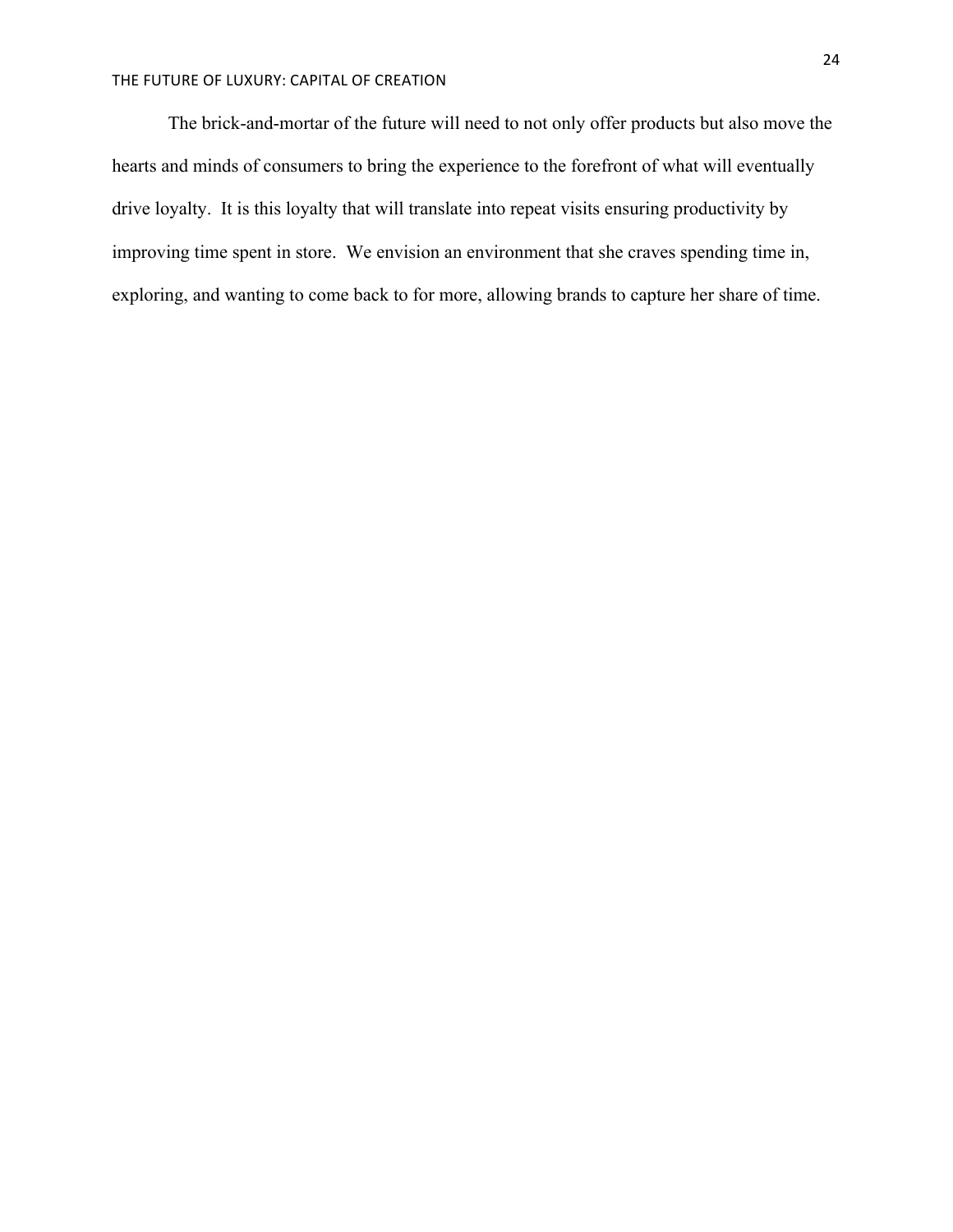The brick-and-mortar of the future will need to not only offer products but also move the hearts and minds of consumers to bring the experience to the forefront of what will eventually drive loyalty. It is this loyalty that will translate into repeat visits ensuring productivity by improving time spent in store. We envision an environment that she craves spending time in, exploring, and wanting to come back to for more, allowing brands to capture her share of time.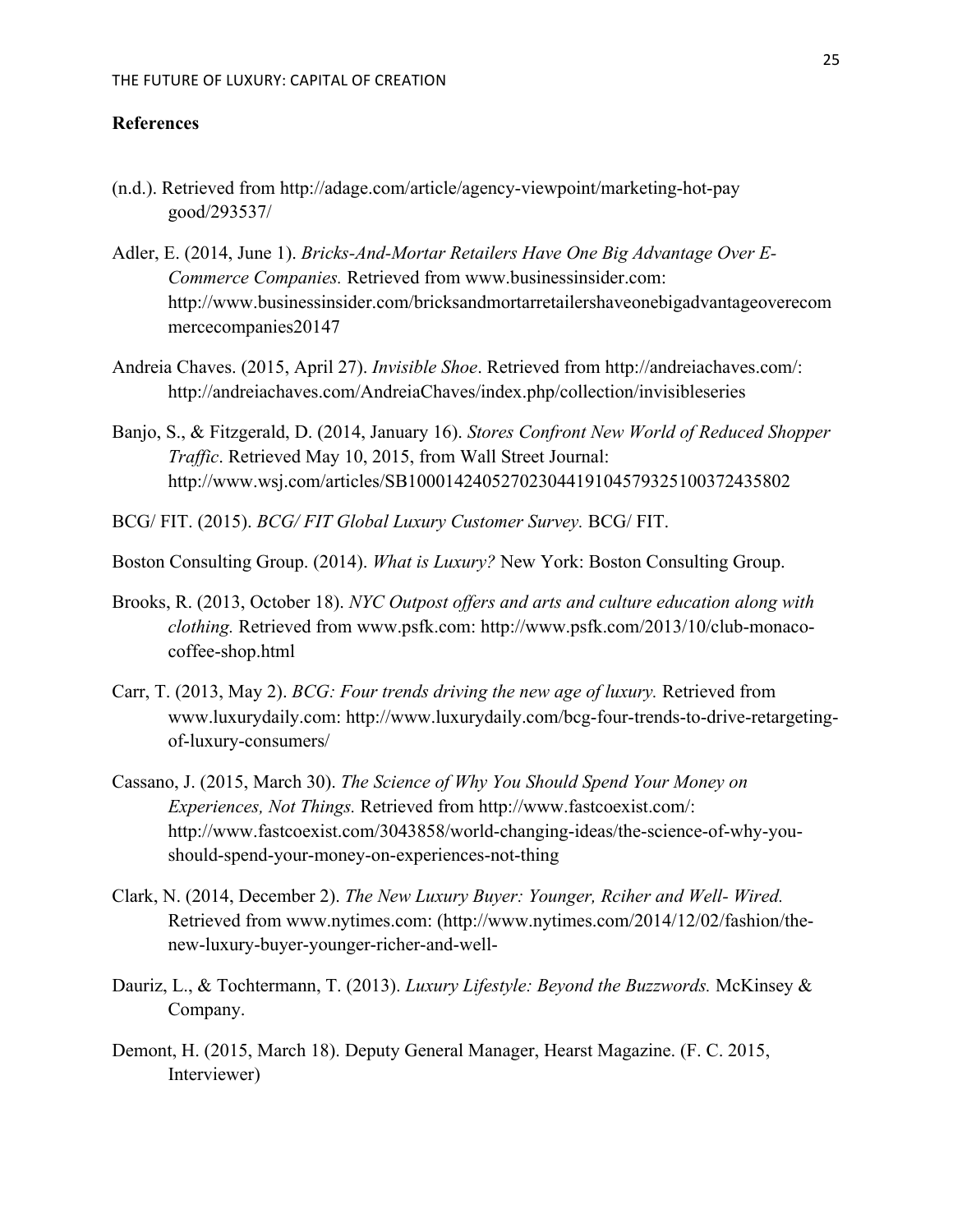## References

(n.d.). Retrieved from http://adage.com/article/agency-viewpoint/marketing-hot-pay good/293537/

Adler, E. (2014, June 1). *Bricks-And-Mortar Retailers Have One Big Advantage Over E-Commerce Companies.* Retrieved from www.businessinsider.com: http://www.businessinsider.com/bricksandmortarretailershaveonebigadvantageoverecommercecompanies20147

Andreia Chaves. (2015, April 27). *Invisible Shoe*. Retrieved from http://andreiachaves.com/: http://andreiachaves.com/AndreiaChaves/index.php/collection/invisibleseries

Banjo, S., & Fitzgerald, D. (2014, January 16). *Stores Confront New World of Reduced Shopper Traffic*. Retrieved May 10, 2015, from Wall Street Journal: http://www.wsj.com/articles/SB10001424052702304419104579325100372435802

BCG/ FIT. (2015). *BCG/ FIT Global Luxury Customer Survey.* BCG/ FIT.

Boston Consulting Group. (2014). *What is Luxury?* New York: Boston Consulting Group.

Brooks, R. (2013, October 18). *NYC Outpost offers and arts and culture education along with clothing.* Retrieved from www.psfk.com: http://www.psfk.com/2013/10/club-monaco-coffee-shop.html

Carr, T. (2013, May 2). *BCG: Four trends driving the new age of luxury.* Retrieved from www.luxurydaily.com: http://www.luxurydaily.com/bcg-four-trends-to-drive-retargeting-of-luxury-consumers/

Cassano, J. (2015, March 30). *The Science of Why You Should Spend Your Money on Experiences, Not Things.* Retrieved from http://www.fastcoexist.com/: http://www.fastcoexist.com/3043858/world-changing-ideas/the-science-of-why-you-should-spend-your-money-on-experiences-not-thing

Clark, N. (2014, December 2). *The New Luxury Buyer: Younger, Rciher and Well- Wired.* Retrieved from www.nytimes.com: (http://www.nytimes.com/2014/12/02/fashion/the-new-luxury-buyer-younger-richer-and-well-

Dauriz, L., & Tochtermann, T. (2013). *Luxury Lifestyle: Beyond the Buzzwords.* McKinsey & Company.

Demont, H. (2015, March 18). Deputy General Manager, Hearst Magazine. (F. C. 2015, Interviewer)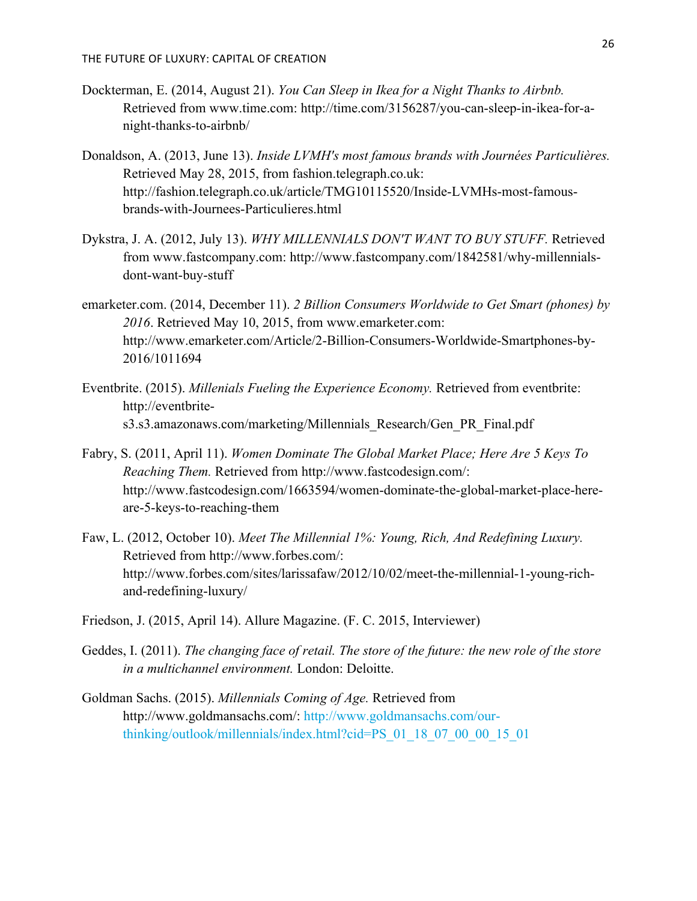Dockterman, E. (2014, August 21). *You Can Sleep in Ikea for a Night Thanks to Airbnb.* Retrieved from www.time.com: http://time.com/3156287/you-can-sleep-in-ikea-for-a-night-thanks-to-airbnb/

Donaldson, A. (2013, June 13). *Inside LVMH's most famous brands with Journées Particulières.* Retrieved May 28, 2015, from fashion.telegraph.co.uk: http://fashion.telegraph.co.uk/article/TMG10115520/Inside-LVMHs-most-famous-brands-with-Journees-Particulieres.html

Dykstra, J. A. (2012, July 13). *WHY MILLENNIALS DON'T WANT TO BUY STUFF.* Retrieved from www.fastcompany.com: http://www.fastcompany.com/1842581/why-millennials-dont-want-buy-stuff

emarketer.com. (2014, December 11). *2 Billion Consumers Worldwide to Get Smart (phones) by 2016*. Retrieved May 10, 2015, from www.emarketer.com: http://www.emarketer.com/Article/2-Billion-Consumers-Worldwide-Smartphones-by-2016/1011694

Eventbrite. (2015). *Millenials Fueling the Experience Economy.* Retrieved from eventbrite: http://eventbrite-s3.s3.amazonaws.com/marketing/Millennials_Research/Gen_PR_Final.pdf

Fabry, S. (2011, April 11). *Women Dominate The Global Market Place; Here Are 5 Keys To Reaching Them.* Retrieved from http://www.fastcodesign.com/: http://www.fastcodesign.com/1663594/women-dominate-the-global-market-place-here-are-5-keys-to-reaching-them

Faw, L. (2012, October 10). *Meet The Millennial 1%: Young, Rich, And Redefining Luxury.* Retrieved from http://www.forbes.com/: http://www.forbes.com/sites/larissafaw/2012/10/02/meet-the-millennial-1-young-rich-and-redefining-luxury/

Friedson, J. (2015, April 14). Allure Magazine. (F. C. 2015, Interviewer)

Geddes, I. (2011). *The changing face of retail. The store of the future: the new role of the store in a multichannel environment.* London: Deloitte.

Goldman Sachs. (2015). *Millennials Coming of Age.* Retrieved from http://www.goldmansachs.com/: http://www.goldmansachs.com/our-thinking/outlook/millennials/index.html?cid=PS_01_18_07_00_00_15_01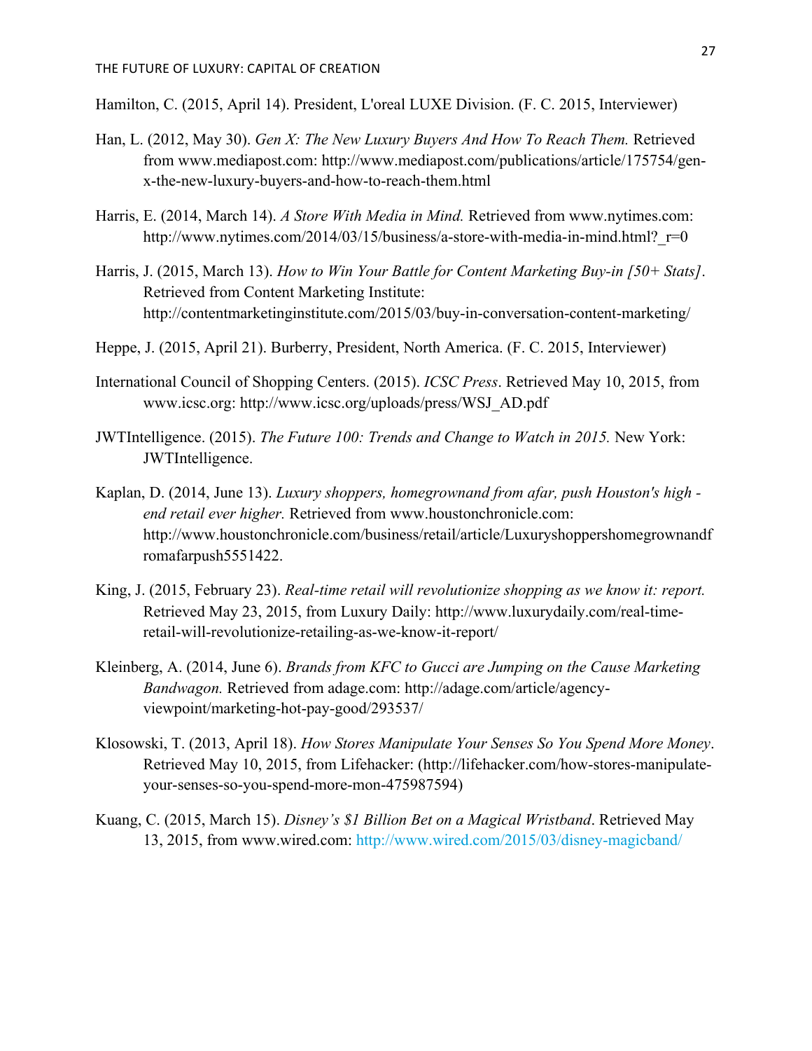Hamilton, C. (2015, April 14). President, L'oreal LUXE Division. (F. C. 2015, Interviewer)

Han, L. (2012, May 30). *Gen X: The New Luxury Buyers And How To Reach Them.* Retrieved from www.mediapost.com: http://www.mediapost.com/publications/article/175754/gen-x-the-new-luxury-buyers-and-how-to-reach-them.html

Harris, E. (2014, March 14). *A Store With Media in Mind.* Retrieved from www.nytimes.com: http://www.nytimes.com/2014/03/15/business/a-store-with-media-in-mind.html?_r=0

Harris, J. (2015, March 13). *How to Win Your Battle for Content Marketing Buy-in [50+ Stats]*. Retrieved from Content Marketing Institute: http://contentmarketinginstitute.com/2015/03/buy-in-conversation-content-marketing/

Heppe, J. (2015, April 21). Burberry, President, North America. (F. C. 2015, Interviewer)

International Council of Shopping Centers. (2015). *ICSC Press*. Retrieved May 10, 2015, from www.icsc.org: http://www.icsc.org/uploads/press/WSJ_AD.pdf

JWTIntelligence. (2015). *The Future 100: Trends and Change to Watch in 2015.* New York: JWTIntelligence.

Kaplan, D. (2014, June 13). *Luxury shoppers, homegrownand from afar, push Houston's high -end retail ever higher.* Retrieved from www.houstonchronicle.com: http://www.houstonchronicle.com/business/retail/article/Luxuryshoppershomegrownandfromafarpush5551422.

King, J. (2015, February 23). *Real-time retail will revolutionize shopping as we know it: report.* Retrieved May 23, 2015, from Luxury Daily: http://www.luxurydaily.com/real-time-retail-will-revolutionize-retailing-as-we-know-it-report/

Kleinberg, A. (2014, June 6). *Brands from KFC to Gucci are Jumping on the Cause Marketing Bandwagon.* Retrieved from adage.com: http://adage.com/article/agency-viewpoint/marketing-hot-pay-good/293537/

Klosowski, T. (2013, April 18). *How Stores Manipulate Your Senses So You Spend More Money*. Retrieved May 10, 2015, from Lifehacker: (http://lifehacker.com/how-stores-manipulate-your-senses-so-you-spend-more-mon-475987594)

Kuang, C. (2015, March 15). *Disney's $1 Billion Bet on a Magical Wristband*. Retrieved May 13, 2015, from www.wired.com: http://www.wired.com/2015/03/disney-magicband/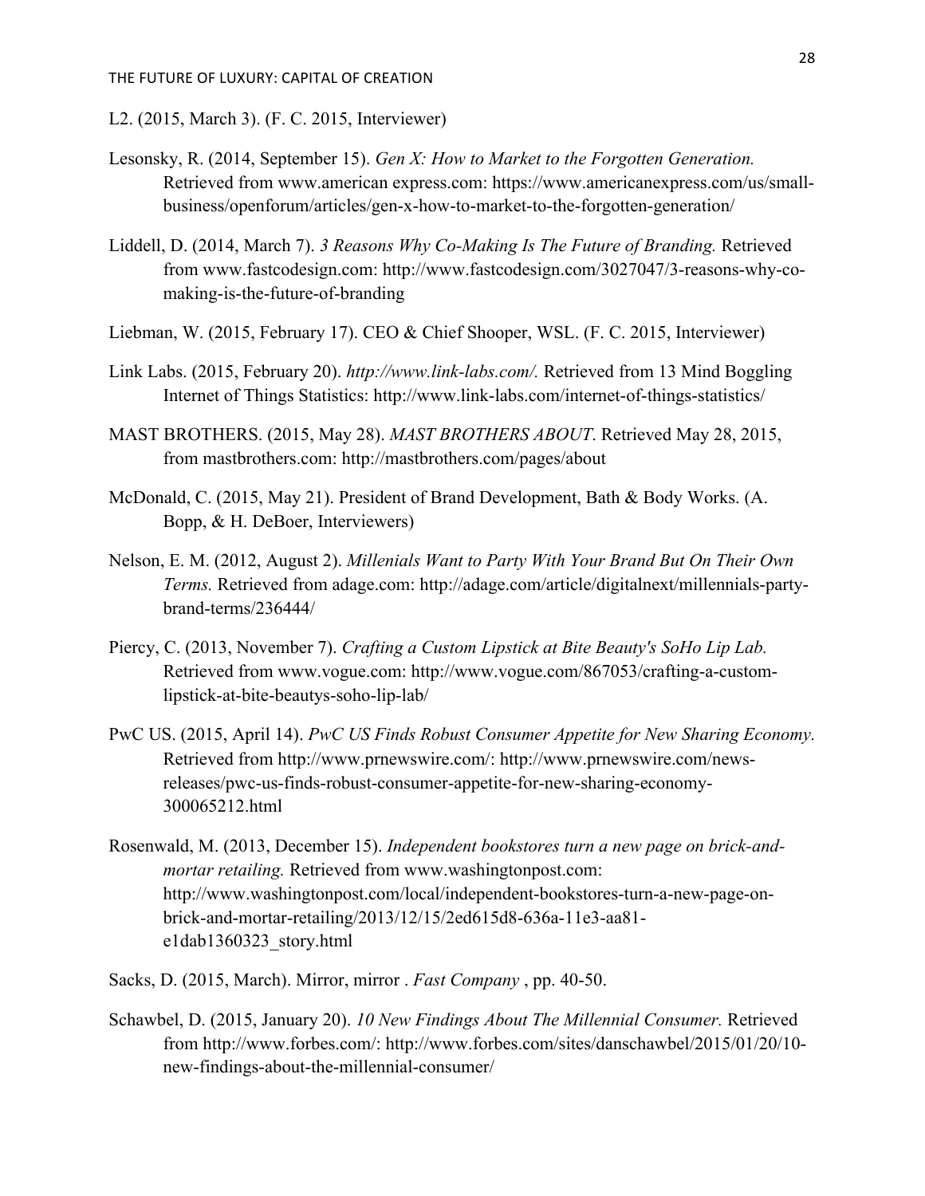L2. (2015, March 3). (F. C. 2015, Interviewer)

Lesonsky, R. (2014, September 15). *Gen X: How to Market to the Forgotten Generation.* Retrieved from www.american express.com: https://www.americanexpress.com/us/small-business/openforum/articles/gen-x-how-to-market-to-the-forgotten-generation/

Liddell, D. (2014, March 7). *3 Reasons Why Co-Making Is The Future of Branding.* Retrieved from www.fastcodesign.com: http://www.fastcodesign.com/3027047/3-reasons-why-co-making-is-the-future-of-branding

Liebman, W. (2015, February 17). CEO & Chief Shooper, WSL. (F. C. 2015, Interviewer)

Link Labs. (2015, February 20). *http://www.link-labs.com/.* Retrieved from 13 Mind Boggling Internet of Things Statistics: http://www.link-labs.com/internet-of-things-statistics/

MAST BROTHERS. (2015, May 28). *MAST BROTHERS ABOUT*. Retrieved May 28, 2015, from mastbrothers.com: http://mastbrothers.com/pages/about

McDonald, C. (2015, May 21). President of Brand Development, Bath & Body Works. (A. Bopp, & H. DeBoer, Interviewers)

Nelson, E. M. (2012, August 2). *Millenials Want to Party With Your Brand But On Their Own Terms.* Retrieved from adage.com: http://adage.com/article/digitalnext/millennials-party-brand-terms/236444/

Piercy, C. (2013, November 7). *Crafting a Custom Lipstick at Bite Beauty's SoHo Lip Lab.* Retrieved from www.vogue.com: http://www.vogue.com/867053/crafting-a-custom-lipstick-at-bite-beautys-soho-lip-lab/

PwC US. (2015, April 14). *PwC US Finds Robust Consumer Appetite for New Sharing Economy.* Retrieved from http://www.prnewswire.com/: http://www.prnewswire.com/news-releases/pwc-us-finds-robust-consumer-appetite-for-new-sharing-economy-300065212.html

Rosenwald, M. (2013, December 15). *Independent bookstores turn a new page on brick-and-mortar retailing.* Retrieved from www.washingtonpost.com: http://www.washingtonpost.com/local/independent-bookstores-turn-a-new-page-on-brick-and-mortar-retailing/2013/12/15/2ed615d8-636a-11e3-aa81-e1dab1360323_story.html

Sacks, D. (2015, March). Mirror, mirror . *Fast Company* , pp. 40-50.

Schawbel, D. (2015, January 20). *10 New Findings About The Millennial Consumer.* Retrieved from http://www.forbes.com/: http://www.forbes.com/sites/danschawbel/2015/01/20/10-new-findings-about-the-millennial-consumer/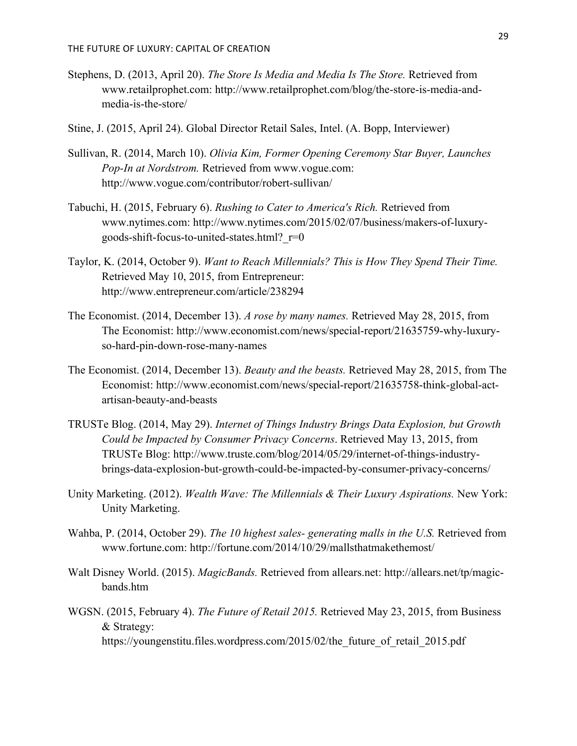Stephens, D. (2013, April 20). *The Store Is Media and Media Is The Store.* Retrieved from www.retailprophet.com: http://www.retailprophet.com/blog/the-store-is-media-and-media-is-the-store/

Stine, J. (2015, April 24). Global Director Retail Sales, Intel. (A. Bopp, Interviewer)

Sullivan, R. (2014, March 10). *Olivia Kim, Former Opening Ceremony Star Buyer, Launches Pop-In at Nordstrom.* Retrieved from www.vogue.com: http://www.vogue.com/contributor/robert-sullivan/

Tabuchi, H. (2015, February 6). *Rushing to Cater to America's Rich.* Retrieved from www.nytimes.com: http://www.nytimes.com/2015/02/07/business/makers-of-luxury-goods-shift-focus-to-united-states.html?_r=0

Taylor, K. (2014, October 9). *Want to Reach Millennials? This is How They Spend Their Time.* Retrieved May 10, 2015, from Entrepreneur: http://www.entrepreneur.com/article/238294

The Economist. (2014, December 13). *A rose by many names.* Retrieved May 28, 2015, from The Economist: http://www.economist.com/news/special-report/21635759-why-luxury-so-hard-pin-down-rose-many-names

The Economist. (2014, December 13). *Beauty and the beasts.* Retrieved May 28, 2015, from The Economist: http://www.economist.com/news/special-report/21635758-think-global-act-artisan-beauty-and-beasts

TRUSTe Blog. (2014, May 29). *Internet of Things Industry Brings Data Explosion, but Growth Could be Impacted by Consumer Privacy Concerns*. Retrieved May 13, 2015, from TRUSTe Blog: http://www.truste.com/blog/2014/05/29/internet-of-things-industry-brings-data-explosion-but-growth-could-be-impacted-by-consumer-privacy-concerns/

Unity Marketing. (2012). *Wealth Wave: The Millennials & Their Luxury Aspirations.* New York: Unity Marketing.

Wahba, P. (2014, October 29). *The 10 highest sales- generating malls in the U.S.* Retrieved from www.fortune.com: http://fortune.com/2014/10/29/mallsthatmakethemost/

Walt Disney World. (2015). *MagicBands.* Retrieved from allears.net: http://allears.net/tp/magic-bands.htm

WGSN. (2015, February 4). *The Future of Retail 2015.* Retrieved May 23, 2015, from Business & Strategy: https://youngenstitu.files.wordpress.com/2015/02/the_future_of_retail_2015.pdf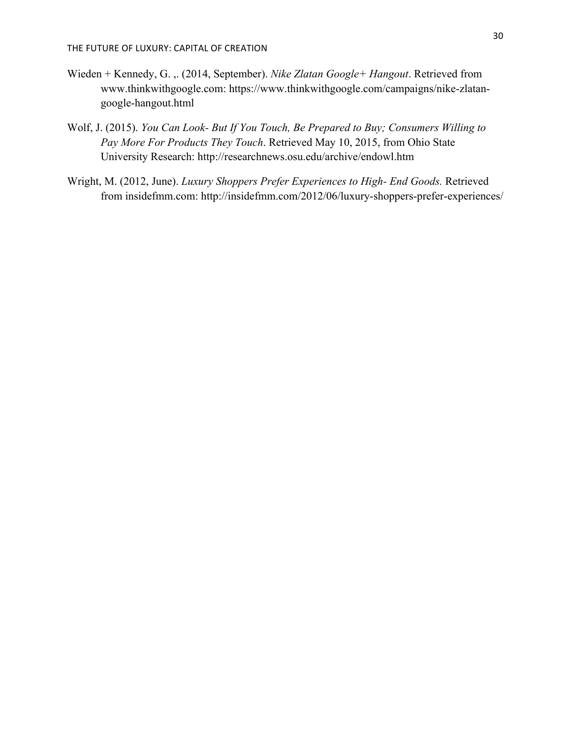Wieden + Kennedy, G. ,. (2014, September). *Nike Zlatan Google+ Hangout*. Retrieved from www.thinkwithgoogle.com: https://www.thinkwithgoogle.com/campaigns/nike-zlatan-google-hangout.html

Wolf, J. (2015). *You Can Look- But If You Touch, Be Prepared to Buy; Consumers Willing to Pay More For Products They Touch*. Retrieved May 10, 2015, from Ohio State University Research: http://researchnews.osu.edu/archive/endowl.htm

Wright, M. (2012, June). *Luxury Shoppers Prefer Experiences to High- End Goods.* Retrieved from insidefmm.com: http://insidefmm.com/2012/06/luxury-shoppers-prefer-experiences/